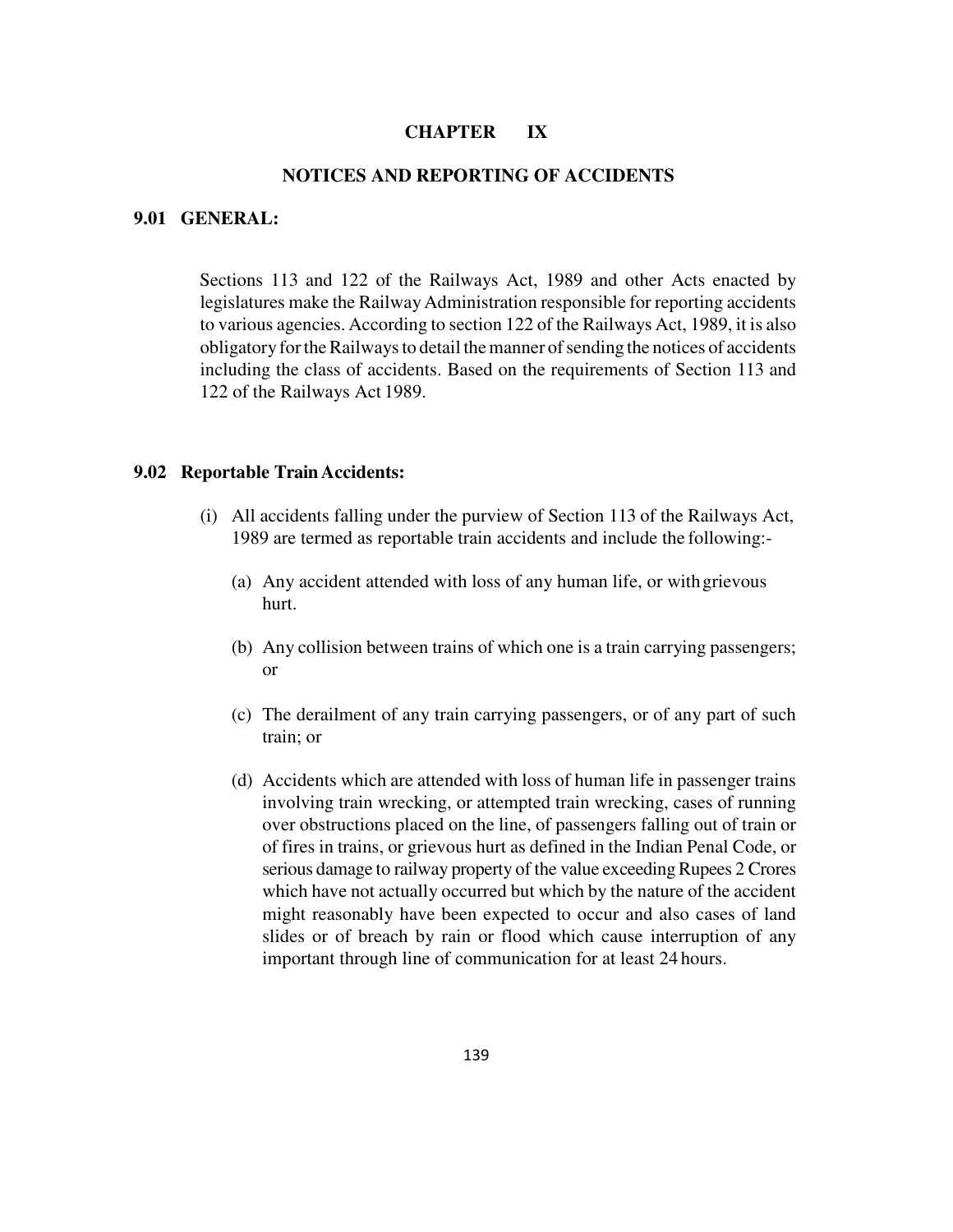# CHAPTER IX

## NOTICES AND REPORTING OF ACCIDENTS

### 9.01 GENERAL:

Sections 113 and 122 of the Railways Act, 1989 and other Acts enacted by legislatures make the Railway Administration responsible for reporting accidents to various agencies. According to section 122 of the Railways Act, 1989, it is also obligatory for the Railways to detail the manner of sending the notices of accidents including the class of accidents. Based on the requirements of Section 113 and 122 of the Railways Act 1989.

### 9.02 Reportable Train Accidents:

(i) All accidents falling under the purview of Section 113 of the Railways Act, 1989 are termed as reportable train accidents and include the following:-

(a) Any accident attended with loss of any human life, or with grievous hurt.

(b) Any collision between trains of which one is a train carrying passengers; or

(c) The derailment of any train carrying passengers, or of any part of such train; or

(d) Accidents which are attended with loss of human life in passenger trains involving train wrecking, or attempted train wrecking, cases of running over obstructions placed on the line, of passengers falling out of train or of fires in trains, or grievous hurt as defined in the Indian Penal Code, or serious damage to railway property of the value exceeding Rupees 2 Crores which have not actually occurred but which by the nature of the accident might reasonably have been expected to occur and also cases of land slides or of breach by rain or flood which cause interruption of any important through line of communication for at least 24 hours.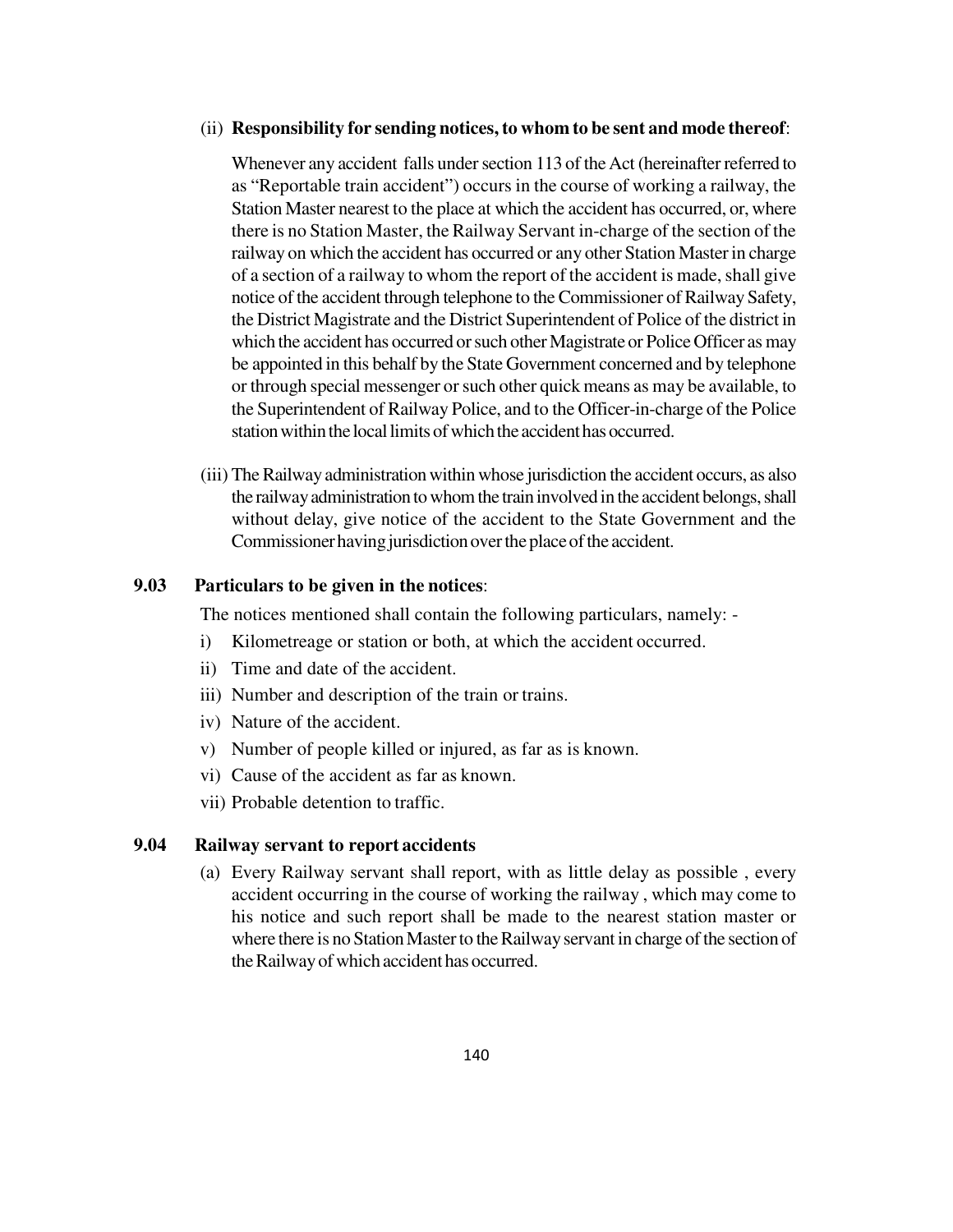(ii) **Responsibility for sending notices, to whom to be sent and mode thereof**:

Whenever any accident falls under section 113 of the Act (hereinafter referred to as "Reportable train accident") occurs in the course of working a railway, the Station Master nearest to the place at which the accident has occurred, or, where there is no Station Master, the Railway Servant in-charge of the section of the railway on which the accident has occurred or any other Station Master in charge of a section of a railway to whom the report of the accident is made, shall give notice of the accident through telephone to the Commissioner of Railway Safety, the District Magistrate and the District Superintendent of Police of the district in which the accident has occurred or such other Magistrate or Police Officer as may be appointed in this behalf by the State Government concerned and by telephone or through special messenger or such other quick means as may be available, to the Superintendent of Railway Police, and to the Officer-in-charge of the Police station within the local limits of which the accident has occurred.

(iii) The Railway administration within whose jurisdiction the accident occurs, as also the railway administration to whom the train involved in the accident belongs, shall without delay, give notice of the accident to the State Government and the Commissioner having jurisdiction over the place of the accident.

### 9.03 Particulars to be given in the notices:

The notices mentioned shall contain the following particulars, namely: -

i) Kilometreage or station or both, at which the accident occurred.
ii) Time and date of the accident.
iii) Number and description of the train or trains.
iv) Nature of the accident.
v) Number of people killed or injured, as far as is known.
vi) Cause of the accident as far as known.
vii) Probable detention to traffic.

### 9.04 Railway servant to report accidents

(a) Every Railway servant shall report, with as little delay as possible , every accident occurring in the course of working the railway , which may come to his notice and such report shall be made to the nearest station master or where there is no Station Master to the Railway servant in charge of the section of the Railway of which accident has occurred.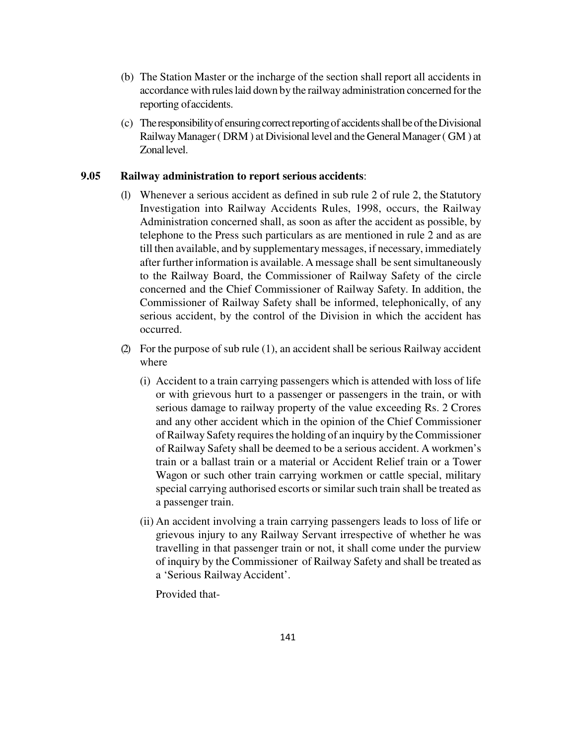(b) The Station Master or the incharge of the section shall report all accidents in accordance with rules laid down by the railway administration concerned for the reporting of accidents.

(c) The responsibility of ensuring correct reporting of accidents shall be of the Divisional Railway Manager ( DRM ) at Divisional level and the General Manager ( GM ) at Zonal level.

**9.05 Railway administration to report serious accidents**:

(1) Whenever a serious accident as defined in sub rule 2 of rule 2, the Statutory Investigation into Railway Accidents Rules, 1998, occurs, the Railway Administration concerned shall, as soon as after the accident as possible, by telephone to the Press such particulars as are mentioned in rule 2 and as are till then available, and by supplementary messages, if necessary, immediately after further information is available. A message shall be sent simultaneously to the Railway Board, the Commissioner of Railway Safety of the circle concerned and the Chief Commissioner of Railway Safety. In addition, the Commissioner of Railway Safety shall be informed, telephonically, of any serious accident, by the control of the Division in which the accident has occurred.

(2) For the purpose of sub rule (1), an accident shall be serious Railway accident where

(i) Accident to a train carrying passengers which is attended with loss of life or with grievous hurt to a passenger or passengers in the train, or with serious damage to railway property of the value exceeding Rs. 2 Crores and any other accident which in the opinion of the Chief Commissioner of Railway Safety requires the holding of an inquiry by the Commissioner of Railway Safety shall be deemed to be a serious accident. A workmen's train or a ballast train or a material or Accident Relief train or a Tower Wagon or such other train carrying workmen or cattle special, military special carrying authorised escorts or similar such train shall be treated as a passenger train.

(ii) An accident involving a train carrying passengers leads to loss of life or grievous injury to any Railway Servant irrespective of whether he was travelling in that passenger train or not, it shall come under the purview of inquiry by the Commissioner of Railway Safety and shall be treated as a 'Serious Railway Accident'.

Provided that-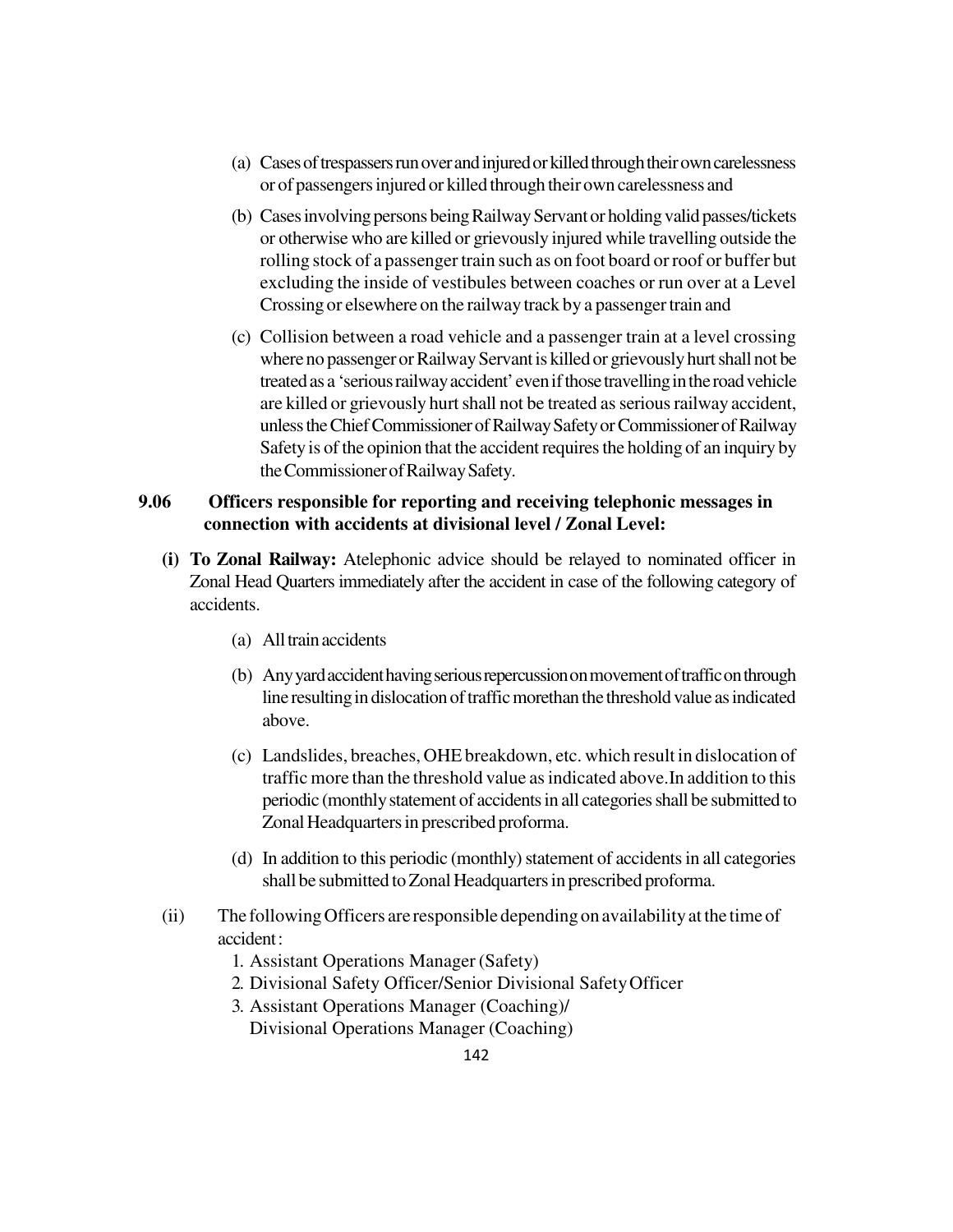(a) Cases of trespassers run over and injured or killed through their own carelessness or of passengers injured or killed through their own carelessness and

(b) Cases involving persons being Railway Servant or holding valid passes/tickets or otherwise who are killed or grievously injured while travelling outside the rolling stock of a passenger train such as on foot board or roof or buffer but excluding the inside of vestibules between coaches or run over at a Level Crossing or elsewhere on the railway track by a passenger train and

(c) Collision between a road vehicle and a passenger train at a level crossing where no passenger or Railway Servant is killed or grievously hurt shall not be treated as a 'serious railway accident' even if those travelling in the road vehicle are killed or grievously hurt shall not be treated as serious railway accident, unless the Chief Commissioner of Railway Safety or Commissioner of Railway Safety is of the opinion that the accident requires the holding of an inquiry by the Commissioner of Railway Safety.

**9.06 Officers responsible for reporting and receiving telephonic messages in connection with accidents at divisional level / Zonal Level:**

**(i) To Zonal Railway:** Atelephonic advice should be relayed to nominated officer in Zonal Head Quarters immediately after the accident in case of the following category of accidents.

(a) All train accidents

(b) Any yard accident having serious repercussion on movement of traffic on through line resulting in dislocation of traffic morethan the threshold value as indicated above.

(c) Landslides, breaches, OHE breakdown, etc. which result in dislocation of traffic more than the threshold value as indicated above.In addition to this periodic (monthly statement of accidents in all categories shall be submitted to Zonal Headquarters in prescribed proforma.

(d) In addition to this periodic (monthly) statement of accidents in all categories shall be submitted to Zonal Headquarters in prescribed proforma.

(ii) The following Officers are responsible depending on availability at the time of accident :

1. Assistant Operations Manager (Safety)
2. Divisional Safety Officer/Senior Divisional Safety Officer
3. Assistant Operations Manager (Coaching)/
   Divisional Operations Manager (Coaching)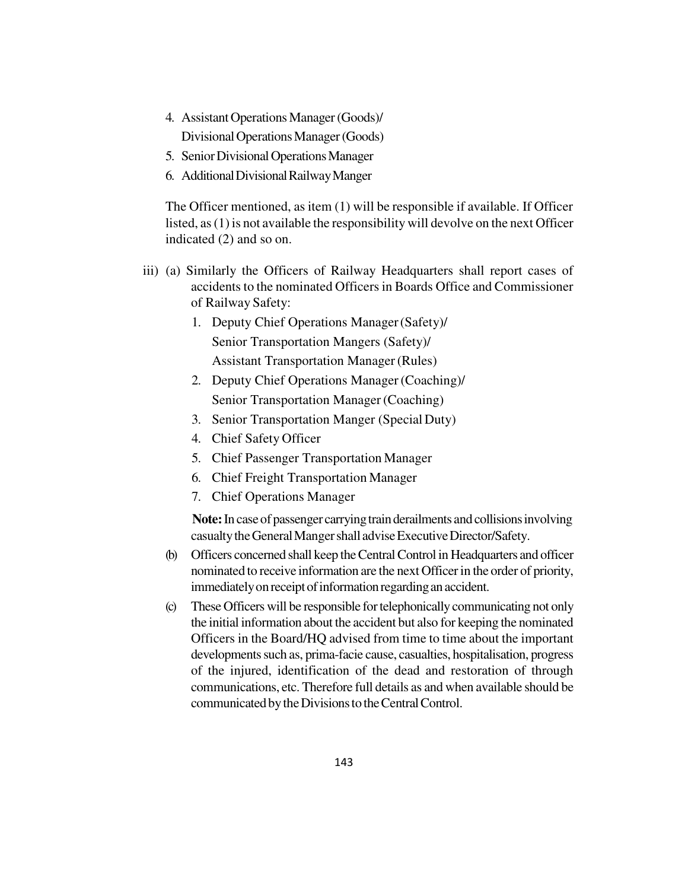4. Assistant Operations Manager (Goods)/
   Divisional Operations Manager (Goods)
5. Senior Divisional Operations Manager
6. Additional Divisional Railway Manger

The Officer mentioned, as item (1) will be responsible if available. If Officer listed, as (1) is not available the responsibility will devolve on the next Officer indicated (2) and so on.

iii) (a) Similarly the Officers of Railway Headquarters shall report cases of accidents to the nominated Officers in Boards Office and Commissioner of Railway Safety:

1. Deputy Chief Operations Manager (Safety)/
   Senior Transportation Mangers (Safety)/
   Assistant Transportation Manager (Rules)
2. Deputy Chief Operations Manager (Coaching)/
   Senior Transportation Manager (Coaching)
3. Senior Transportation Manger (Special Duty)
4. Chief Safety Officer
5. Chief Passenger Transportation Manager
6. Chief Freight Transportation Manager
7. Chief Operations Manager

**Note:** In case of passenger carrying train derailments and collisions involving casualty the General Manger shall advise Executive Director/Safety.

(b) Officers concerned shall keep the Central Control in Headquarters and officer nominated to receive information are the next Officer in the order of priority, immediately on receipt of information regarding an accident.

(c) These Officers will be responsible for telephonically communicating not only the initial information about the accident but also for keeping the nominated Officers in the Board/HQ advised from time to time about the important developments such as, prima-facie cause, casualties, hospitalisation, progress of the injured, identification of the dead and restoration of through communications, etc. Therefore full details as and when available should be communicated by the Divisions to the Central Control.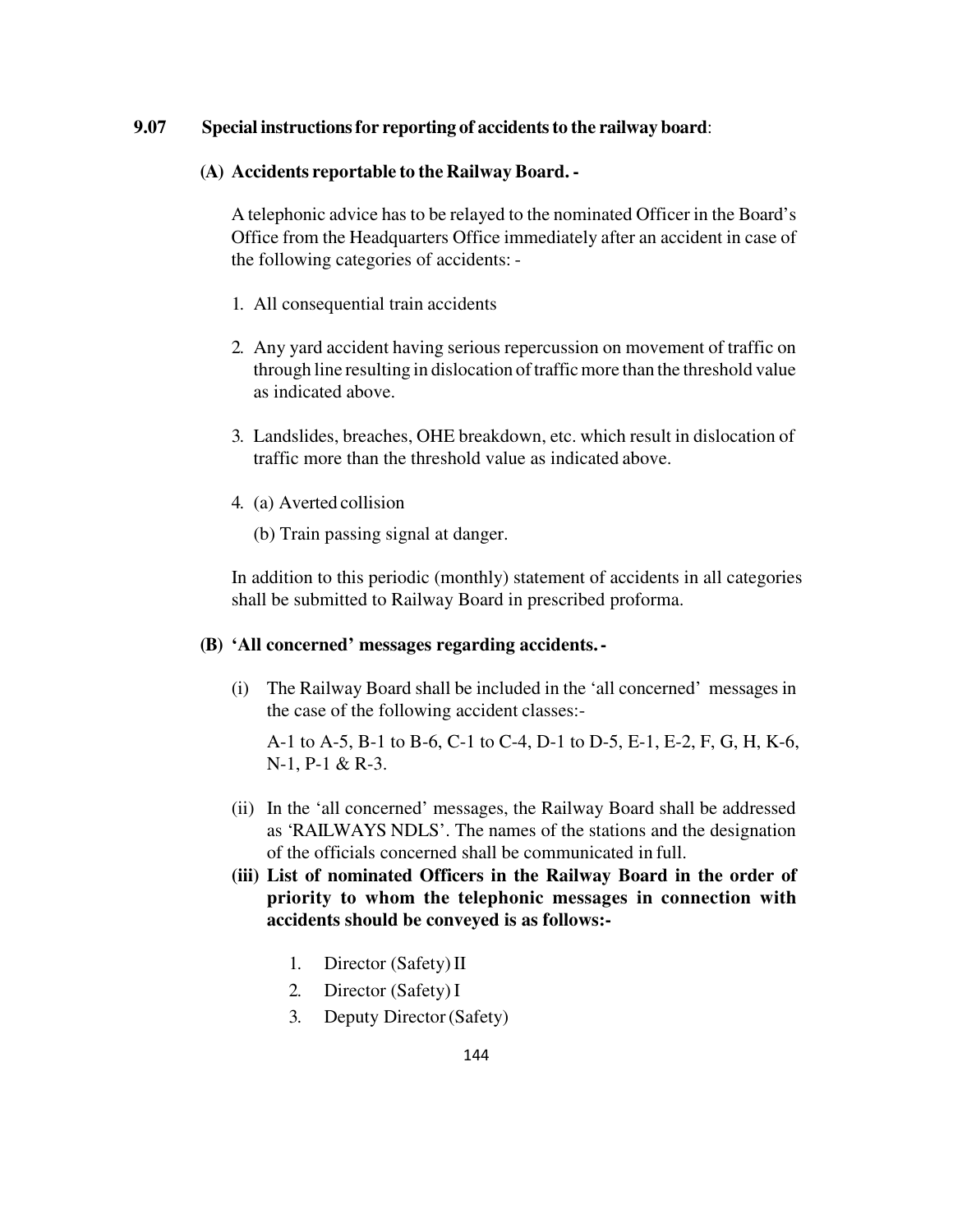## 9.07 Special instructions for reporting of accidents to the railway board:

### (A) Accidents reportable to the Railway Board. -

A telephonic advice has to be relayed to the nominated Officer in the Board's Office from the Headquarters Office immediately after an accident in case of the following categories of accidents: -

1. All consequential train accidents
2. Any yard accident having serious repercussion on movement of traffic on through line resulting in dislocation of traffic more than the threshold value as indicated above.
3. Landslides, breaches, OHE breakdown, etc. which result in dislocation of traffic more than the threshold value as indicated above.
4. (a) Averted collision

   (b) Train passing signal at danger.

In addition to this periodic (monthly) statement of accidents in all categories shall be submitted to Railway Board in prescribed proforma.

### (B) 'All concerned' messages regarding accidents. -

(i) The Railway Board shall be included in the 'all concerned' messages in the case of the following accident classes:-

A-1 to A-5, B-1 to B-6, C-1 to C-4, D-1 to D-5, E-1, E-2, F, G, H, K-6, N-1, P-1 & R-3.

(ii) In the 'all concerned' messages, the Railway Board shall be addressed as 'RAILWAYS NDLS'. The names of the stations and the designation of the officials concerned shall be communicated in full.

**(iii) List of nominated Officers in the Railway Board in the order of priority to whom the telephonic messages in connection with accidents should be conveyed is as follows:-**

1. Director (Safety) II
2. Director (Safety) I
3. Deputy Director (Safety)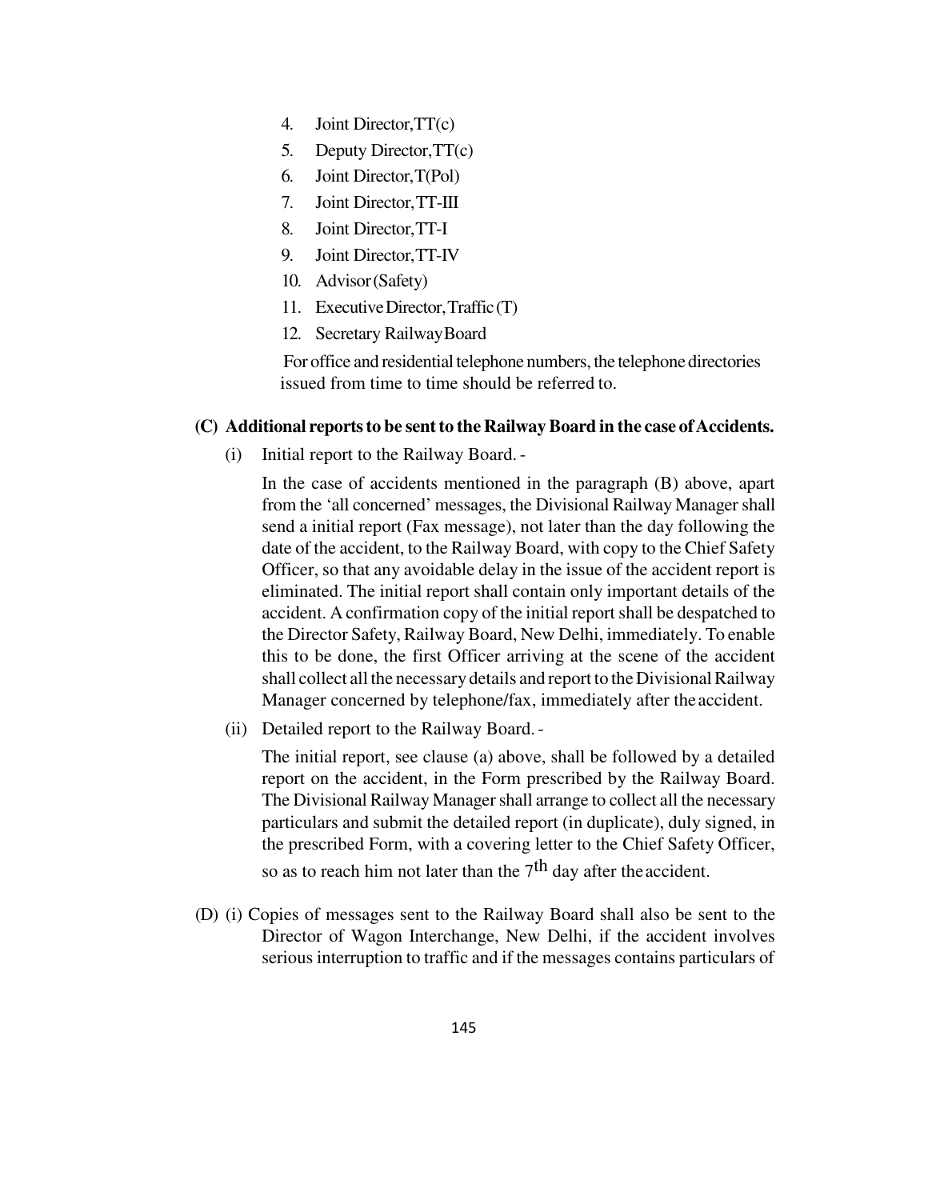4. Joint Director, TT(c)
5. Deputy Director, TT(c)
6. Joint Director, T(Pol)
7. Joint Director, TT-III
8. Joint Director, TT-I
9. Joint Director, TT-IV
10. Advisor (Safety)
11. Executive Director, Traffic (T)
12. Secretary Railway Board

For office and residential telephone numbers, the telephone directories issued from time to time should be referred to.

**(C) Additional reports to be sent to the Railway Board in the case of Accidents.**

(i) Initial report to the Railway Board. -

In the case of accidents mentioned in the paragraph (B) above, apart from the 'all concerned' messages, the Divisional Railway Manager shall send a initial report (Fax message), not later than the day following the date of the accident, to the Railway Board, with copy to the Chief Safety Officer, so that any avoidable delay in the issue of the accident report is eliminated. The initial report shall contain only important details of the accident. A confirmation copy of the initial report shall be despatched to the Director Safety, Railway Board, New Delhi, immediately. To enable this to be done, the first Officer arriving at the scene of the accident shall collect all the necessary details and report to the Divisional Railway Manager concerned by telephone/fax, immediately after the accident.

(ii) Detailed report to the Railway Board. -

The initial report, see clause (a) above, shall be followed by a detailed report on the accident, in the Form prescribed by the Railway Board. The Divisional Railway Manager shall arrange to collect all the necessary particulars and submit the detailed report (in duplicate), duly signed, in the prescribed Form, with a covering letter to the Chief Safety Officer, so as to reach him not later than the 7th day after the accident.

(D) (i) Copies of messages sent to the Railway Board shall also be sent to the Director of Wagon Interchange, New Delhi, if the accident involves serious interruption to traffic and if the messages contains particulars of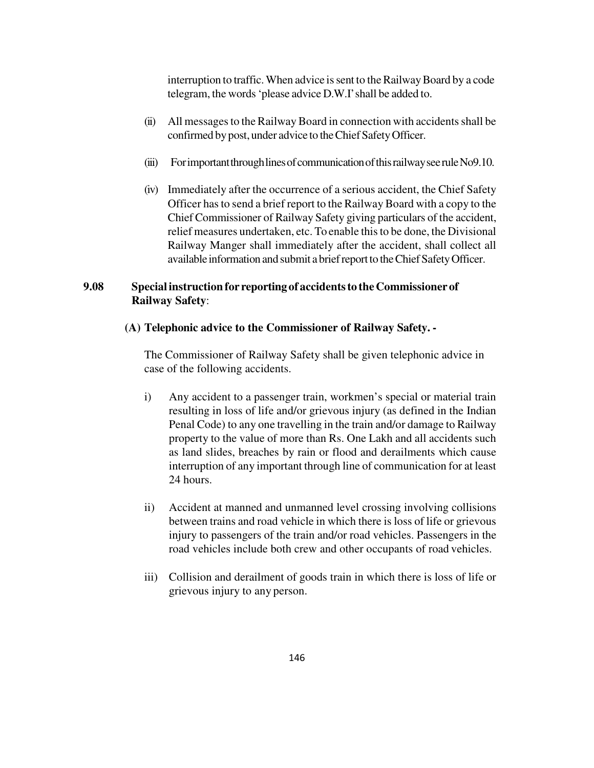interruption to traffic. When advice is sent to the Railway Board by a code telegram, the words 'please advice D.W.I' shall be added to.

(ii) All messages to the Railway Board in connection with accidents shall be confirmed by post, under advice to the Chief Safety Officer.

(iii) For important through lines of communication of this railway see rule No9.10.

(iv) Immediately after the occurrence of a serious accident, the Chief Safety Officer has to send a brief report to the Railway Board with a copy to the Chief Commissioner of Railway Safety giving particulars of the accident, relief measures undertaken, etc. To enable this to be done, the Divisional Railway Manger shall immediately after the accident, shall collect all available information and submit a brief report to the Chief Safety Officer.

**9.08 Special instruction for reporting of accidents to the Commissioner of Railway Safety**:

**(A) Telephonic advice to the Commissioner of Railway Safety. -**

The Commissioner of Railway Safety shall be given telephonic advice in case of the following accidents.

i) Any accident to a passenger train, workmen's special or material train resulting in loss of life and/or grievous injury (as defined in the Indian Penal Code) to any one travelling in the train and/or damage to Railway property to the value of more than Rs. One Lakh and all accidents such as land slides, breaches by rain or flood and derailments which cause interruption of any important through line of communication for at least 24 hours.

ii) Accident at manned and unmanned level crossing involving collisions between trains and road vehicle in which there is loss of life or grievous injury to passengers of the train and/or road vehicles. Passengers in the road vehicles include both crew and other occupants of road vehicles.

iii) Collision and derailment of goods train in which there is loss of life or grievous injury to any person.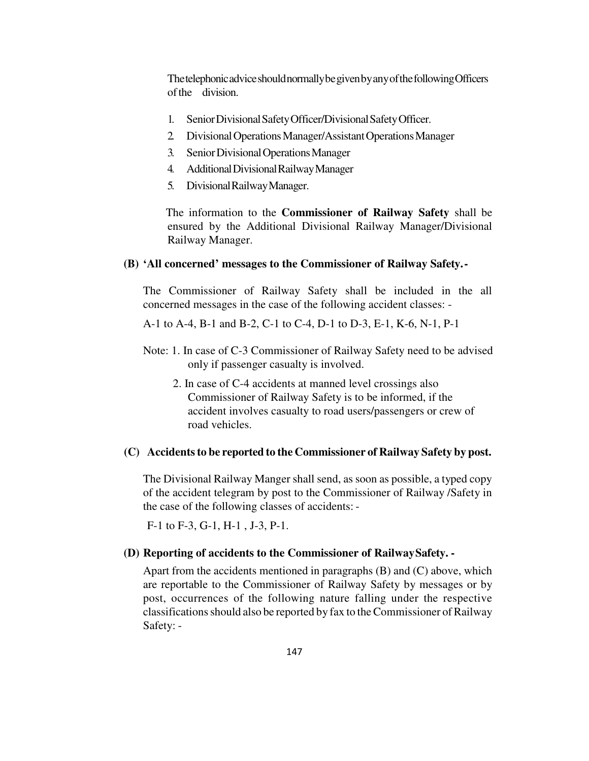The telephonic advice should normally be given by any of the following Officers of the division.

1. Senior Divisional Safety Officer/Divisional Safety Officer.
2. Divisional Operations Manager/Assistant Operations Manager
3. Senior Divisional Operations Manager
4. Additional Divisional Railway Manager
5. Divisional Railway Manager.

The information to the **Commissioner of Railway Safety** shall be ensured by the Additional Divisional Railway Manager/Divisional Railway Manager.

**(B) 'All concerned' messages to the Commissioner of Railway Safety.-**

The Commissioner of Railway Safety shall be included in the all concerned messages in the case of the following accident classes: -

A-1 to A-4, B-1 and B-2, C-1 to C-4, D-1 to D-3, E-1, K-6, N-1, P-1

Note: 1. In case of C-3 Commissioner of Railway Safety need to be advised only if passenger casualty is involved.

2. In case of C-4 accidents at manned level crossings also Commissioner of Railway Safety is to be informed, if the accident involves casualty to road users/passengers or crew of road vehicles.

**(C) Accidents to be reported to the Commissioner of Railway Safety by post.**

The Divisional Railway Manger shall send, as soon as possible, a typed copy of the accident telegram by post to the Commissioner of Railway /Safety in the case of the following classes of accidents: -

F-1 to F-3, G-1, H-1 , J-3, P-1.

**(D) Reporting of accidents to the Commissioner of Railway Safety. -**

Apart from the accidents mentioned in paragraphs (B) and (C) above, which are reportable to the Commissioner of Railway Safety by messages or by post, occurrences of the following nature falling under the respective classifications should also be reported by fax to the Commissioner of Railway Safety: -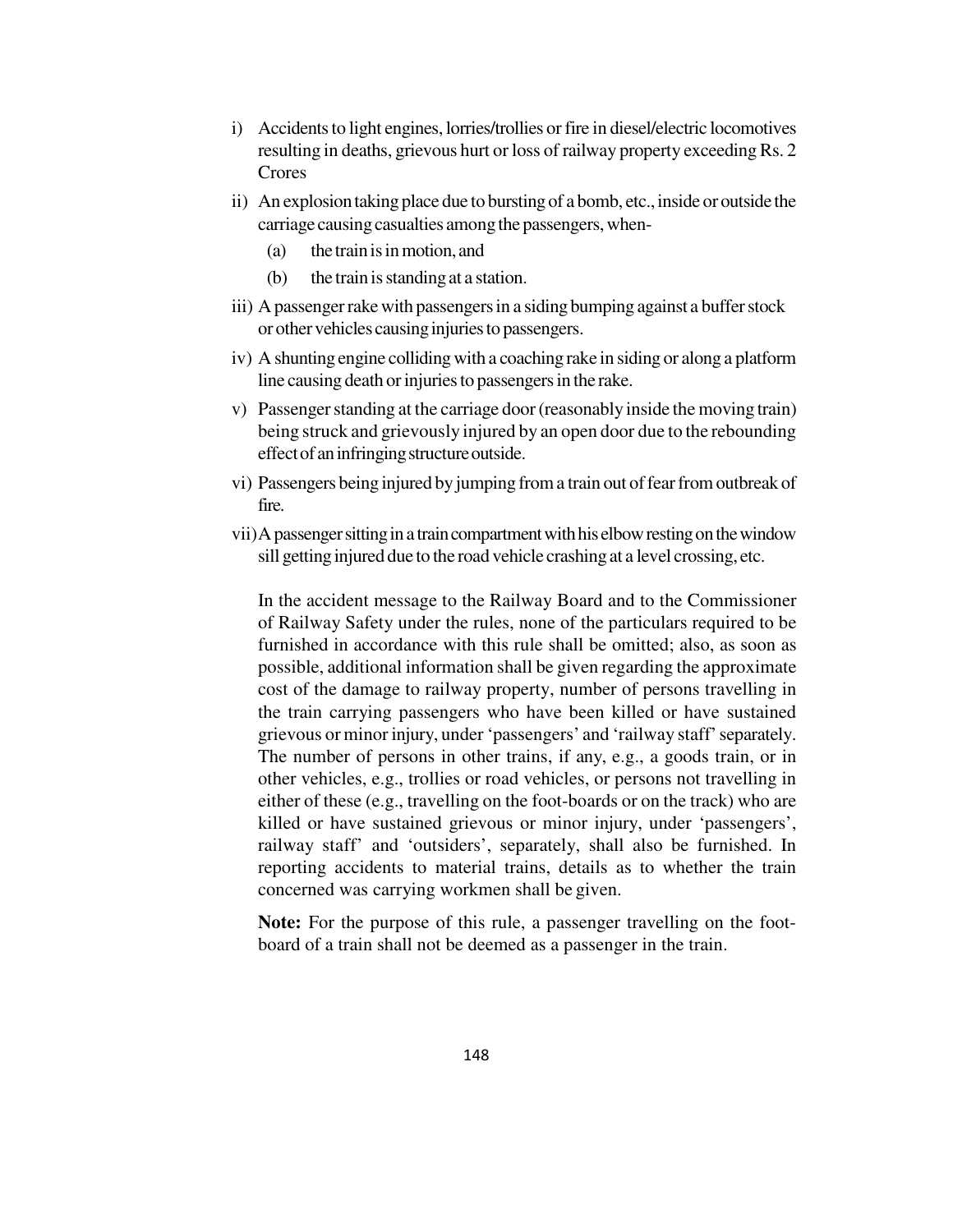i) Accidents to light engines, lorries/trollies or fire in diesel/electric locomotives resulting in deaths, grievous hurt or loss of railway property exceeding Rs. 2 Crores

ii) An explosion taking place due to bursting of a bomb, etc., inside or outside the carriage causing casualties among the passengers, when-

   (a) the train is in motion, and

   (b) the train is standing at a station.

iii) A passenger rake with passengers in a siding bumping against a buffer stock or other vehicles causing injuries to passengers.

iv) A shunting engine colliding with a coaching rake in siding or along a platform line causing death or injuries to passengers in the rake.

v) Passenger standing at the carriage door (reasonably inside the moving train) being struck and grievously injured by an open door due to the rebounding effect of an infringing structure outside.

vi) Passengers being injured by jumping from a train out of fear from outbreak of fire.

vii) A passenger sitting in a train compartment with his elbow resting on the window sill getting injured due to the road vehicle crashing at a level crossing, etc.

In the accident message to the Railway Board and to the Commissioner of Railway Safety under the rules, none of the particulars required to be furnished in accordance with this rule shall be omitted; also, as soon as possible, additional information shall be given regarding the approximate cost of the damage to railway property, number of persons travelling in the train carrying passengers who have been killed or have sustained grievous or minor injury, under 'passengers' and 'railway staff' separately. The number of persons in other trains, if any, e.g., a goods train, or in other vehicles, e.g., trollies or road vehicles, or persons not travelling in either of these (e.g., travelling on the foot-boards or on the track) who are killed or have sustained grievous or minor injury, under 'passengers', railway staff' and 'outsiders', separately, shall also be furnished. In reporting accidents to material trains, details as to whether the train concerned was carrying workmen shall be given.

**Note:** For the purpose of this rule, a passenger travelling on the foot-board of a train shall not be deemed as a passenger in the train.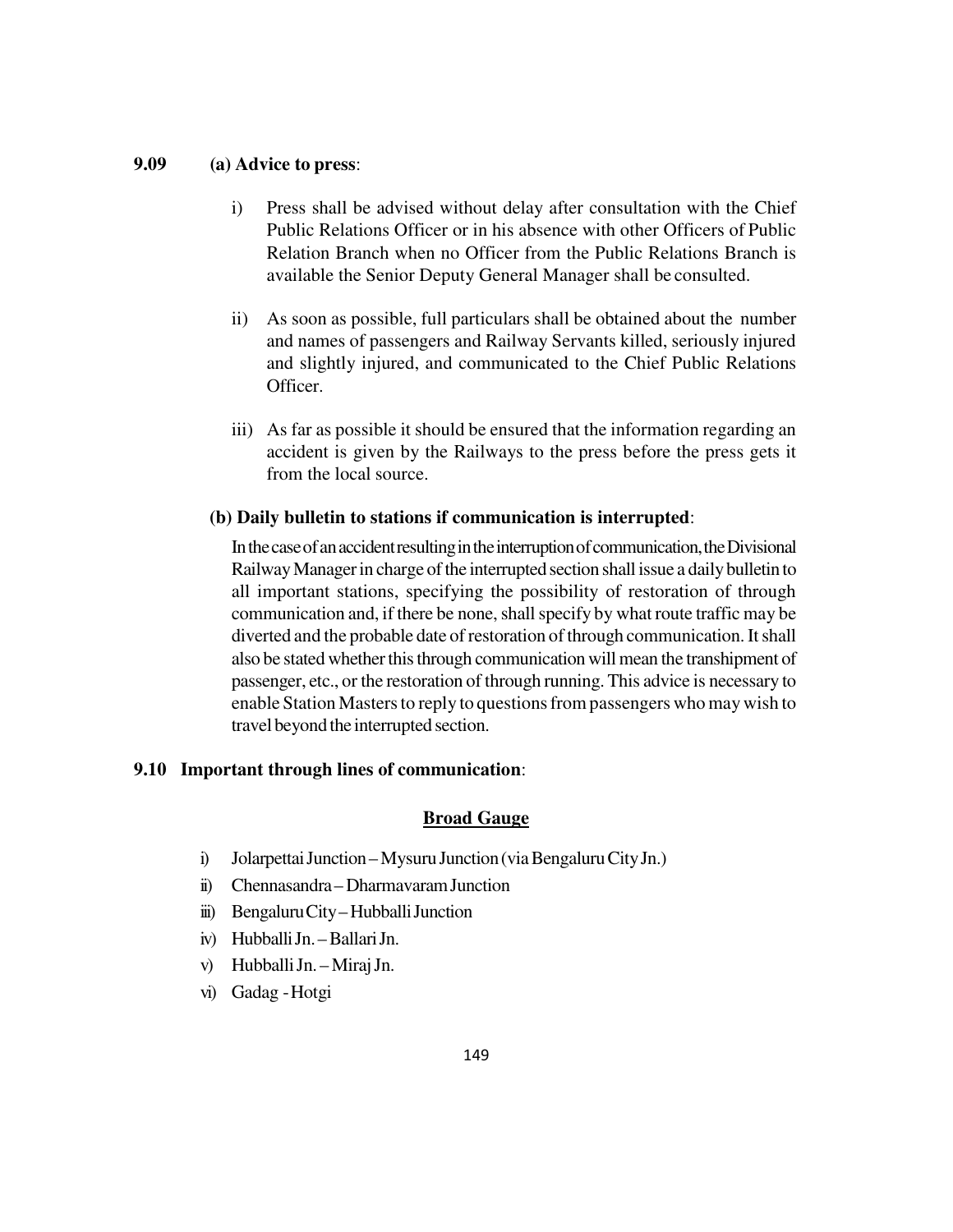**9.09 (a) Advice to press**:

i) Press shall be advised without delay after consultation with the Chief Public Relations Officer or in his absence with other Officers of Public Relation Branch when no Officer from the Public Relations Branch is available the Senior Deputy General Manager shall be consulted.

ii) As soon as possible, full particulars shall be obtained about the number and names of passengers and Railway Servants killed, seriously injured and slightly injured, and communicated to the Chief Public Relations Officer.

iii) As far as possible it should be ensured that the information regarding an accident is given by the Railways to the press before the press gets it from the local source.

**(b) Daily bulletin to stations if communication is interrupted**:

In the case of an accident resulting in the interruption of communication, the Divisional Railway Manager in charge of the interrupted section shall issue a daily bulletin to all important stations, specifying the possibility of restoration of through communication and, if there be none, shall specify by what route traffic may be diverted and the probable date of restoration of through communication. It shall also be stated whether this through communication will mean the transhipment of passenger, etc., or the restoration of through running. This advice is necessary to enable Station Masters to reply to questions from passengers who may wish to travel beyond the interrupted section.

**9.10 Important through lines of communication**:

**Broad Gauge**

i) Jolarpettai Junction – Mysuru Junction (via Bengaluru City Jn.)
ii) Chennasandra – Dharmavaram Junction
iii) Bengaluru City – Hubballi Junction
iv) Hubballi Jn. – Ballari Jn.
v) Hubballi Jn. – Miraj Jn.
vi) Gadag - Hotgi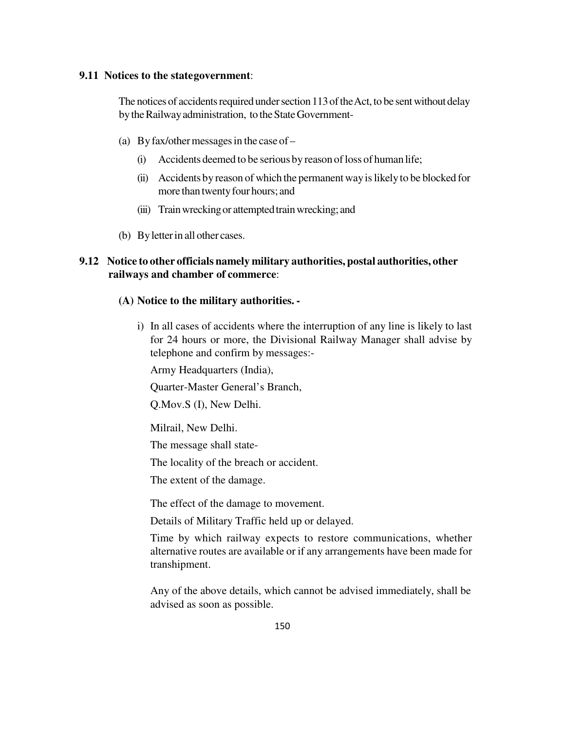### 9.11 Notices to the stategovernment:

The notices of accidents required under section 113 of the Act, to be sent without delay by the Railway administration, to the State Government-

(a) By fax/other messages in the case of –

   (i) Accidents deemed to be serious by reason of loss of human life;

   (ii) Accidents by reason of which the permanent way is likely to be blocked for more than twenty four hours; and

   (iii) Train wrecking or attempted train wrecking; and

(b) By letter in all other cases.

### 9.12 Notice to other officials namely military authorities, postal authorities, other railways and chamber of commerce:

#### (A) Notice to the military authorities. -

i) In all cases of accidents where the interruption of any line is likely to last for 24 hours or more, the Divisional Railway Manager shall advise by telephone and confirm by messages:-

Army Headquarters (India),

Quarter-Master General's Branch,

Q.Mov.S (I), New Delhi.

Milrail, New Delhi.

The message shall state-

The locality of the breach or accident.

The extent of the damage.

The effect of the damage to movement.

Details of Military Traffic held up or delayed.

Time by which railway expects to restore communications, whether alternative routes are available or if any arrangements have been made for transhipment.

Any of the above details, which cannot be advised immediately, shall be advised as soon as possible.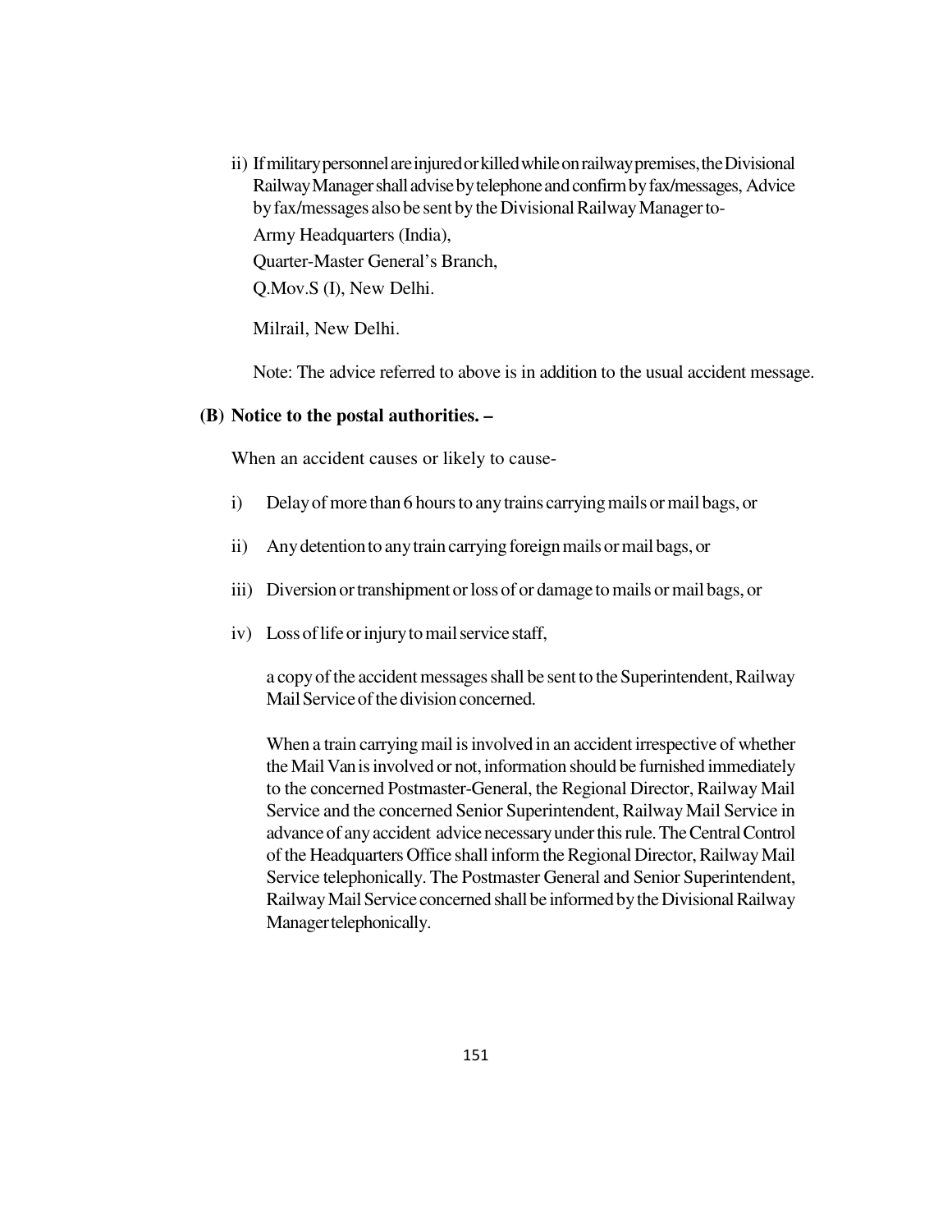ii) If military personnel are injured or killed while on railway premises, the Divisional Railway Manager shall advise by telephone and confirm by fax/messages, Advice by fax/messages also be sent by the Divisional Railway Manager to-

Army Headquarters (India),

Quarter-Master General's Branch,

Q.Mov.S (I), New Delhi.

Milrail, New Delhi.

Note: The advice referred to above is in addition to the usual accident message.

**(B) Notice to the postal authorities. –**

When an accident causes or likely to cause-

i) Delay of more than 6 hours to any trains carrying mails or mail bags, or

ii) Any detention to any train carrying foreign mails or mail bags, or

iii) Diversion or transhipment or loss of or damage to mails or mail bags, or

iv) Loss of life or injury to mail service staff,

a copy of the accident messages shall be sent to the Superintendent, Railway Mail Service of the division concerned.

When a train carrying mail is involved in an accident irrespective of whether the Mail Van is involved or not, information should be furnished immediately to the concerned Postmaster-General, the Regional Director, Railway Mail Service and the concerned Senior Superintendent, Railway Mail Service in advance of any accident advice necessary under this rule. The Central Control of the Headquarters Office shall inform the Regional Director, Railway Mail Service telephonically. The Postmaster General and Senior Superintendent, Railway Mail Service concerned shall be informed by the Divisional Railway Manager telephonically.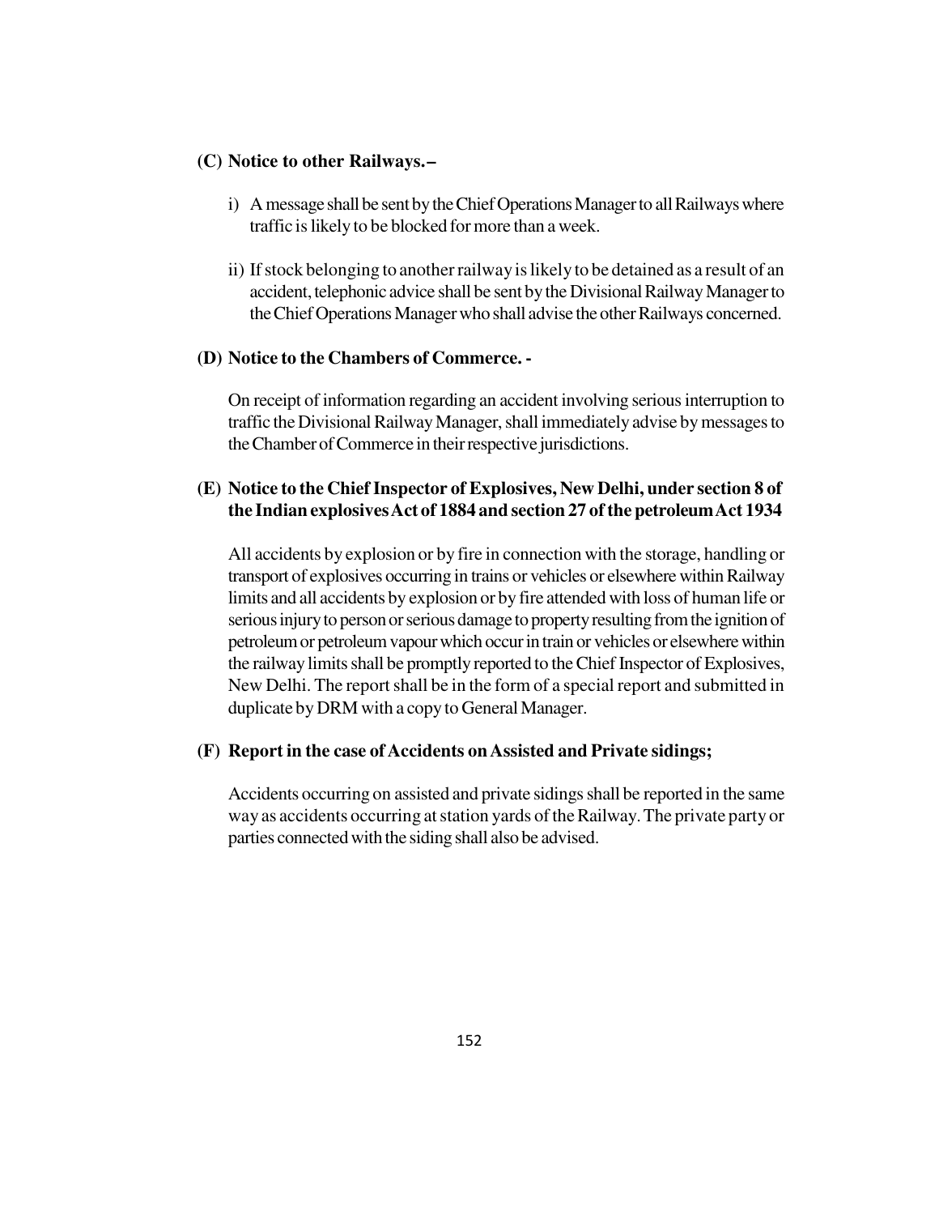**(C) Notice to other Railways.–**

i) A message shall be sent by the Chief Operations Manager to all Railways where traffic is likely to be blocked for more than a week.

ii) If stock belonging to another railway is likely to be detained as a result of an accident, telephonic advice shall be sent by the Divisional Railway Manager to the Chief Operations Manager who shall advise the other Railways concerned.

**(D) Notice to the Chambers of Commerce. -**

On receipt of information regarding an accident involving serious interruption to traffic the Divisional Railway Manager, shall immediately advise by messages to the Chamber of Commerce in their respective jurisdictions.

**(E) Notice to the Chief Inspector of Explosives, New Delhi, under section 8 of the Indian explosives Act of 1884 and section 27 of the petroleum Act 1934**

All accidents by explosion or by fire in connection with the storage, handling or transport of explosives occurring in trains or vehicles or elsewhere within Railway limits and all accidents by explosion or by fire attended with loss of human life or serious injury to person or serious damage to property resulting from the ignition of petroleum or petroleum vapour which occur in train or vehicles or elsewhere within the railway limits shall be promptly reported to the Chief Inspector of Explosives, New Delhi. The report shall be in the form of a special report and submitted in duplicate by DRM with a copy to General Manager.

**(F) Report in the case of Accidents on Assisted and Private sidings;**

Accidents occurring on assisted and private sidings shall be reported in the same way as accidents occurring at station yards of the Railway. The private party or parties connected with the siding shall also be advised.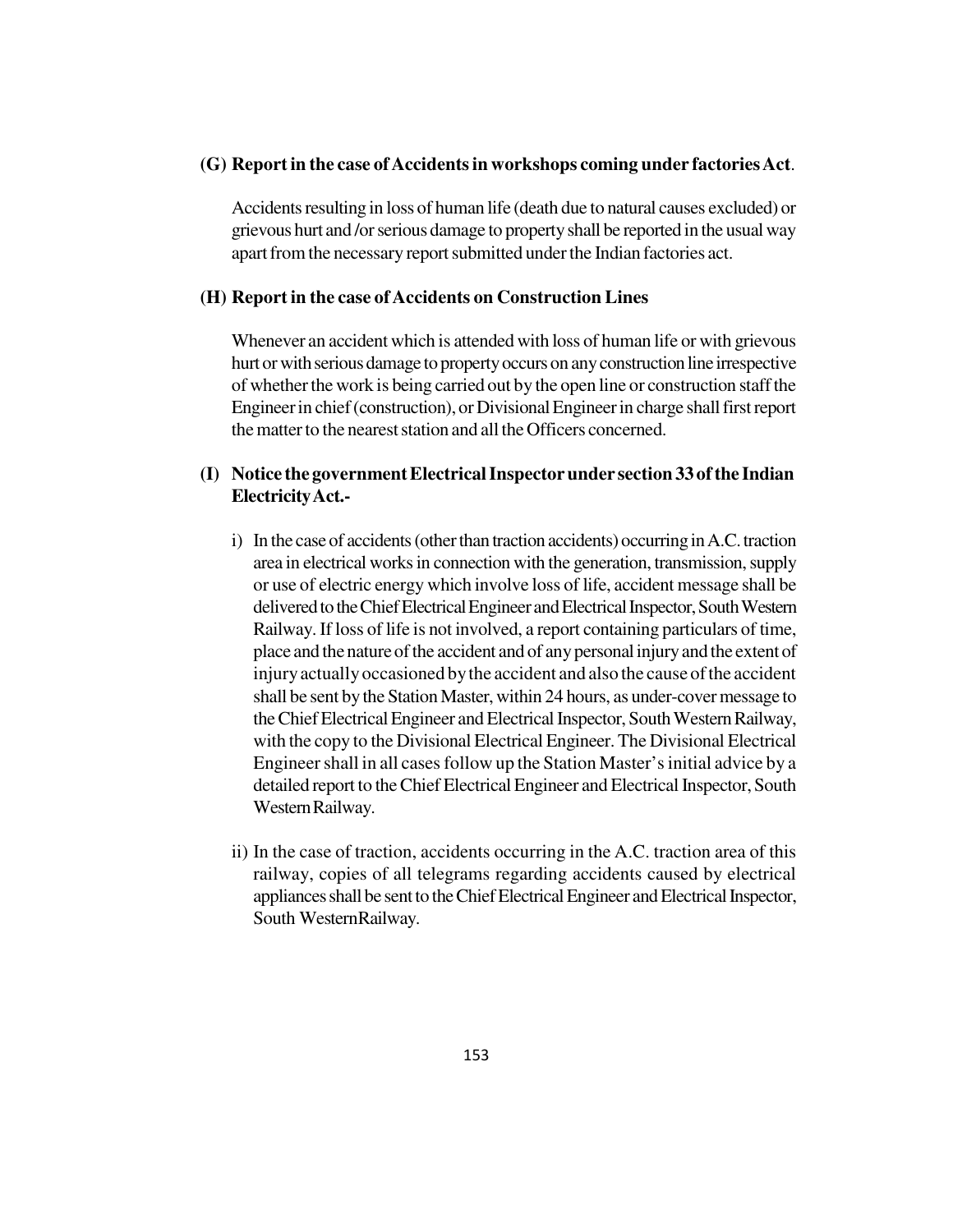**(G) Report in the case of Accidents in workshops coming under factories Act**.

Accidents resulting in loss of human life (death due to natural causes excluded) or grievous hurt and /or serious damage to property shall be reported in the usual way apart from the necessary report submitted under the Indian factories act.

**(H) Report in the case of Accidents on Construction Lines**

Whenever an accident which is attended with loss of human life or with grievous hurt or with serious damage to property occurs on any construction line irrespective of whether the work is being carried out by the open line or construction staff the Engineer in chief (construction), or Divisional Engineer in charge shall first report the matter to the nearest station and all the Officers concerned.

**(I) Notice the government Electrical Inspector under section 33 of the Indian Electricity Act.-**

i) In the case of accidents (other than traction accidents) occurring in A.C. traction area in electrical works in connection with the generation, transmission, supply or use of electric energy which involve loss of life, accident message shall be delivered to the Chief Electrical Engineer and Electrical Inspector, South Western Railway. If loss of life is not involved, a report containing particulars of time, place and the nature of the accident and of any personal injury and the extent of injury actually occasioned by the accident and also the cause of the accident shall be sent by the Station Master, within 24 hours, as under-cover message to the Chief Electrical Engineer and Electrical Inspector, South Western Railway, with the copy to the Divisional Electrical Engineer. The Divisional Electrical Engineer shall in all cases follow up the Station Master's initial advice by a detailed report to the Chief Electrical Engineer and Electrical Inspector, South Western Railway.

ii) In the case of traction, accidents occurring in the A.C. traction area of this railway, copies of all telegrams regarding accidents caused by electrical appliances shall be sent to the Chief Electrical Engineer and Electrical Inspector, South WesternRailway.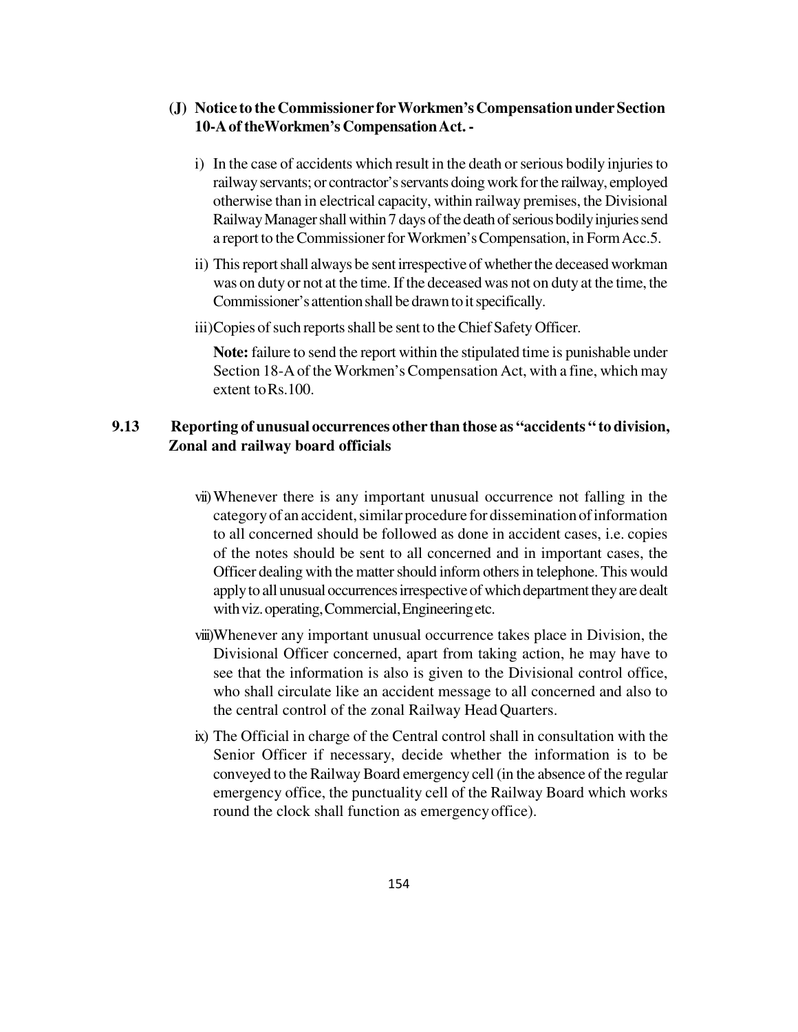**(J) Notice to the Commissioner for Workmen's Compensation under Section 10-A of the Workmen's Compensation Act. -**

i) In the case of accidents which result in the death or serious bodily injuries to railway servants; or contractor's servants doing work for the railway, employed otherwise than in electrical capacity, within railway premises, the Divisional Railway Manager shall within 7 days of the death of serious bodily injuries send a report to the Commissioner for Workmen's Compensation, in Form Acc.5.

ii) This report shall always be sent irrespective of whether the deceased workman was on duty or not at the time. If the deceased was not on duty at the time, the Commissioner's attention shall be drawn to it specifically.

iii) Copies of such reports shall be sent to the Chief Safety Officer.

**Note:** failure to send the report within the stipulated time is punishable under Section 18-A of the Workmen's Compensation Act, with a fine, which may extent to Rs.100.

## 9.13 Reporting of unusual occurrences other than those as "accidents " to division, Zonal and railway board officials

vii) Whenever there is any important unusual occurrence not falling in the category of an accident, similar procedure for dissemination of information to all concerned should be followed as done in accident cases, i.e. copies of the notes should be sent to all concerned and in important cases, the Officer dealing with the matter should inform others in telephone. This would apply to all unusual occurrences irrespective of which department they are dealt with viz. operating, Commercial, Engineering etc.

viii) Whenever any important unusual occurrence takes place in Division, the Divisional Officer concerned, apart from taking action, he may have to see that the information is also is given to the Divisional control office, who shall circulate like an accident message to all concerned and also to the central control of the zonal Railway Head Quarters.

ix) The Official in charge of the Central control shall in consultation with the Senior Officer if necessary, decide whether the information is to be conveyed to the Railway Board emergency cell (in the absence of the regular emergency office, the punctuality cell of the Railway Board which works round the clock shall function as emergency office).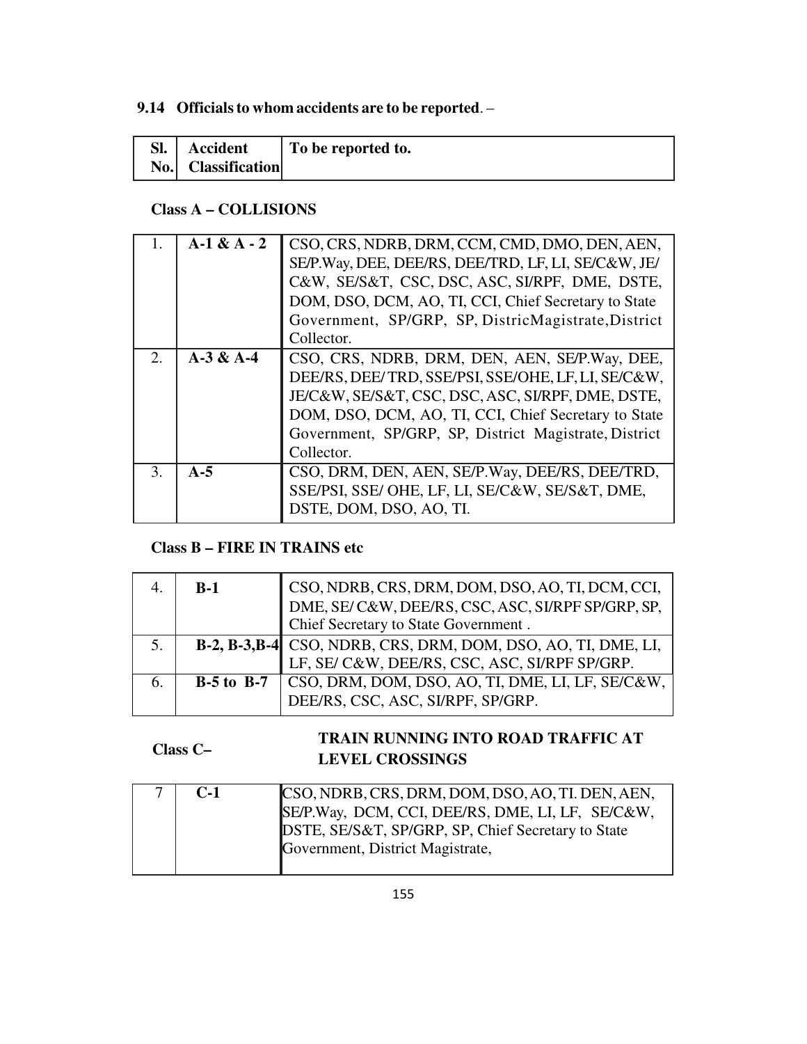### 9.14 Officials to whom accidents are to be reported. –

| Sl. No. | Accident Classification | To be reported to. |
|---|---|---|
| | **Class A – COLLISIONS** | |
| 1. | **A-1 & A - 2** | CSO, CRS, NDRB, DRM, CCM, CMD, DMO, DEN, AEN, SE/P.Way, DEE, DEE/RS, DEE/TRD, LF, LI, SE/C&W, JE/ C&W, SE/S&T, CSC, DSC, ASC, SI/RPF, DME, DSTE, DOM, DSO, DCM, AO, TI, CCI, Chief Secretary to State Government, SP/GRP, SP, DistricMagistrate,District Collector. |
| 2. | **A-3 & A-4** | CSO, CRS, NDRB, DRM, DEN, AEN, SE/P.Way, DEE, DEE/RS, DEE/ TRD, SSE/PSI, SSE/OHE, LF, LI, SE/C&W, JE/C&W, SE/S&T, CSC, DSC, ASC, SI/RPF, DME, DSTE, DOM, DSO, DCM, AO, TI, CCI, Chief Secretary to State Government, SP/GRP, SP, District Magistrate, District Collector. |
| 3. | **A-5** | CSO, DRM, DEN, AEN, SE/P.Way, DEE/RS, DEE/TRD, SSE/PSI, SSE/ OHE, LF, LI, SE/C&W, SE/S&T, DME, DSTE, DOM, DSO, AO, TI. |
| | **Class B – FIRE IN TRAINS etc** | |
| 4. | **B-1** | CSO, NDRB, CRS, DRM, DOM, DSO, AO, TI, DCM, CCI, DME, SE/ C&W, DEE/RS, CSC, ASC, SI/RPF SP/GRP, SP, Chief Secretary to State Government . |
| 5. | **B-2, B-3,B-4** | CSO, NDRB, CRS, DRM, DOM, DSO, AO, TI, DME, LI, LF, SE/ C&W, DEE/RS, CSC, ASC, SI/RPF SP/GRP. |
| 6. | **B-5 to B-7** | CSO, DRM, DOM, DSO, AO, TI, DME, LI, LF, SE/C&W, DEE/RS, CSC, ASC, SI/RPF, SP/GRP. |
| | **Class C– TRAIN RUNNING INTO ROAD TRAFFIC AT LEVEL CROSSINGS** | |
| 7 | **C-1** | CSO, NDRB, CRS, DRM, DOM, DSO, AO, TI. DEN, AEN, SE/P.Way, DCM, CCI, DEE/RS, DME, LI, LF, SE/C&W, DSTE, SE/S&T, SP/GRP, SP, Chief Secretary to State Government, District Magistrate, |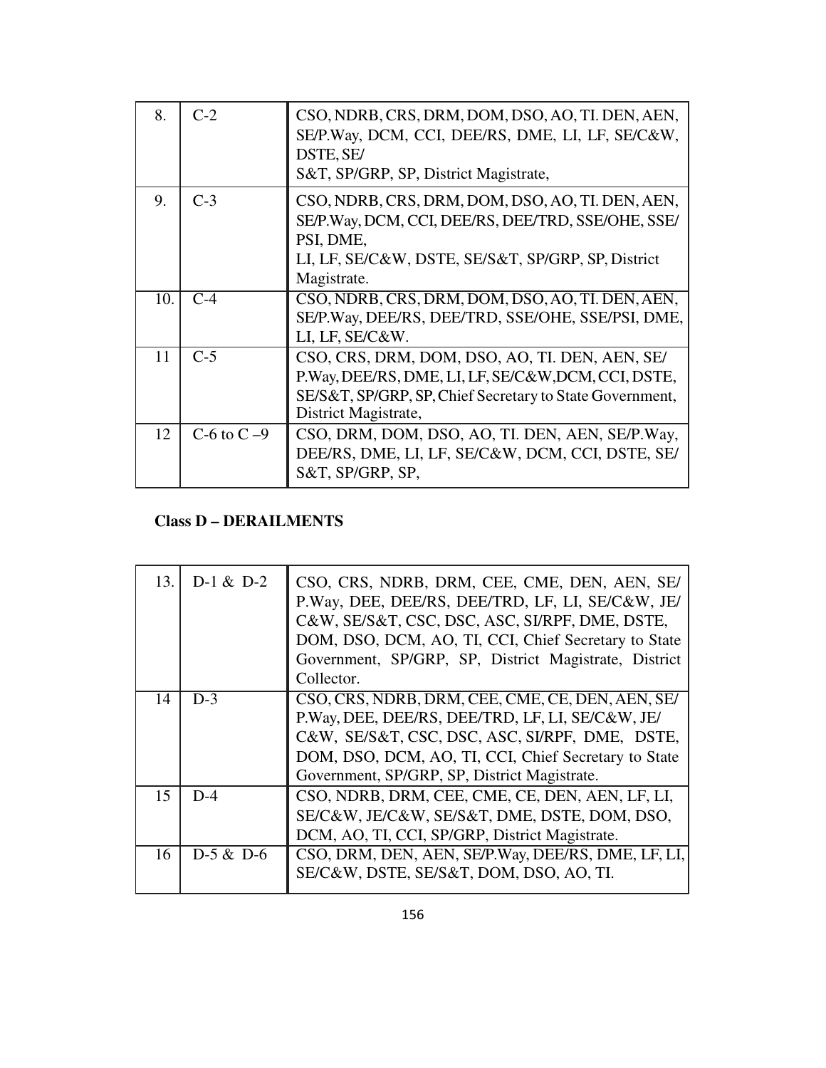| | | |
|---|---|---|
| 8. | C-2 | CSO, NDRB, CRS, DRM, DOM, DSO, AO, TI. DEN, AEN, SE/P.Way, DCM, CCI, DEE/RS, DME, LI, LF, SE/C&W, DSTE, SE/ S&T, SP/GRP, SP, District Magistrate, |
| 9. | C-3 | CSO, NDRB, CRS, DRM, DOM, DSO, AO, TI. DEN, AEN, SE/P.Way, DCM, CCI, DEE/RS, DEE/TRD, SSE/OHE, SSE/ PSI, DME, LI, LF, SE/C&W, DSTE, SE/S&T, SP/GRP, SP, District Magistrate. |
| 10. | C-4 | CSO, NDRB, CRS, DRM, DOM, DSO, AO, TI. DEN, AEN, SE/P.Way, DEE/RS, DEE/TRD, SSE/OHE, SSE/PSI, DME, LI, LF, SE/C&W. |
| 11 | C-5 | CSO, CRS, DRM, DOM, DSO, AO, TI. DEN, AEN, SE/ P.Way, DEE/RS, DME, LI, LF, SE/C&W,DCM, CCI, DSTE, SE/S&T, SP/GRP, SP, Chief Secretary to State Government, District Magistrate, |
| 12 | C-6 to C –9 | CSO, DRM, DOM, DSO, AO, TI. DEN, AEN, SE/P.Way, DEE/RS, DME, LI, LF, SE/C&W, DCM, CCI, DSTE, SE/ S&T, SP/GRP, SP, |

**Class D – DERAILMENTS**

| | | |
|---|---|---|
| 13. | D-1 & D-2 | CSO, CRS, NDRB, DRM, CEE, CME, DEN, AEN, SE/ P.Way, DEE, DEE/RS, DEE/TRD, LF, LI, SE/C&W, JE/ C&W, SE/S&T, CSC, DSC, ASC, SI/RPF, DME, DSTE, DOM, DSO, DCM, AO, TI, CCI, Chief Secretary to State Government, SP/GRP, SP, District Magistrate, District Collector. |
| 14 | D-3 | CSO, CRS, NDRB, DRM, CEE, CME, CE, DEN, AEN, SE/ P.Way, DEE, DEE/RS, DEE/TRD, LF, LI, SE/C&W, JE/ C&W, SE/S&T, CSC, DSC, ASC, SI/RPF, DME, DSTE, DOM, DSO, DCM, AO, TI, CCI, Chief Secretary to State Government, SP/GRP, SP, District Magistrate. |
| 15 | D-4 | CSO, NDRB, DRM, CEE, CME, CE, DEN, AEN, LF, LI, SE/C&W, JE/C&W, SE/S&T, DME, DSTE, DOM, DSO, DCM, AO, TI, CCI, SP/GRP, District Magistrate. |
| 16 | D-5 & D-6 | CSO, DRM, DEN, AEN, SE/P.Way, DEE/RS, DME, LF, LI, SE/C&W, DSTE, SE/S&T, DOM, DSO, AO, TI. |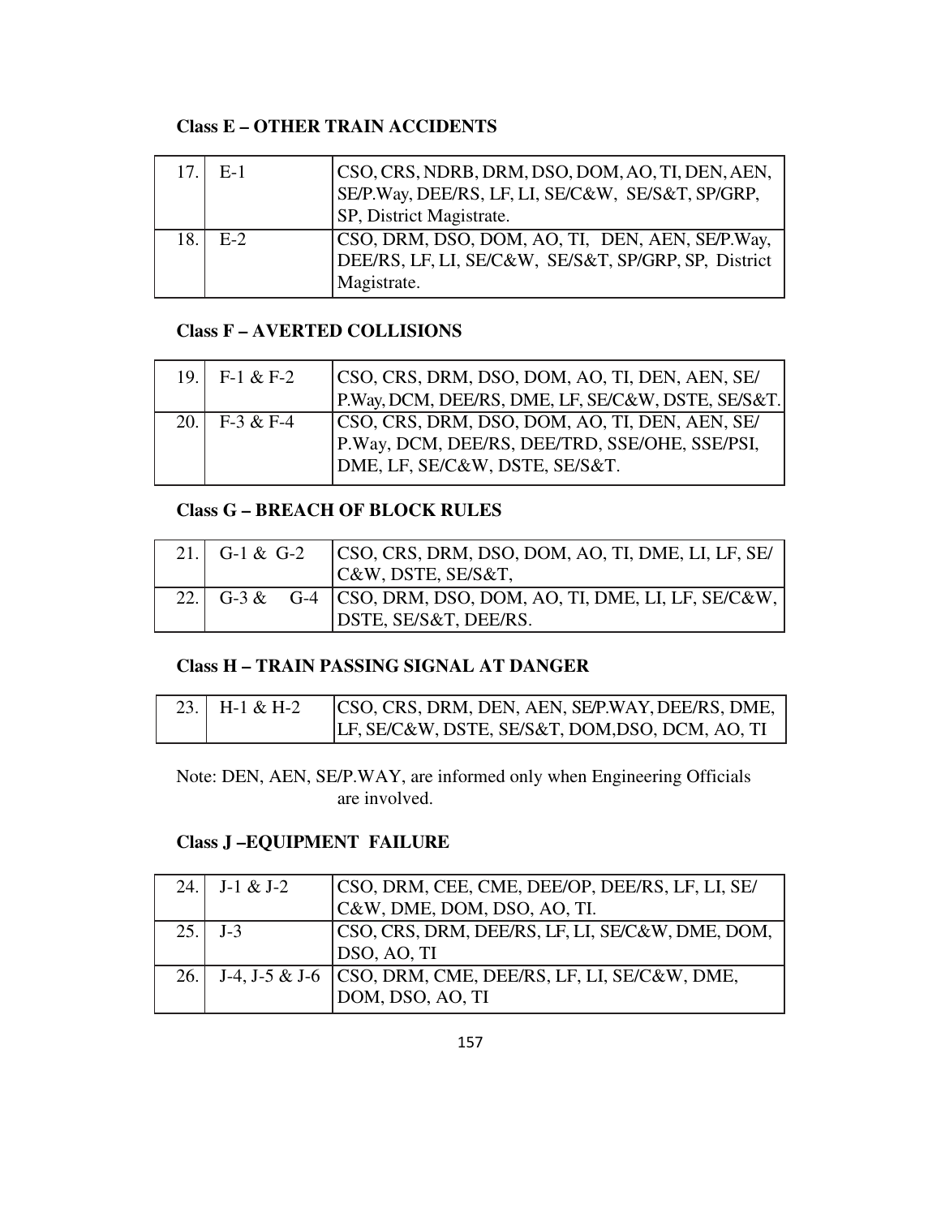**Class E – OTHER TRAIN ACCIDENTS**

| | | |
|---|---|---|
| 17. | E-1 | CSO, CRS, NDRB, DRM, DSO, DOM, AO, TI, DEN, AEN, SE/P.Way, DEE/RS, LF, LI, SE/C&W, SE/S&T, SP/GRP, SP, District Magistrate. |
| 18. | E-2 | CSO, DRM, DSO, DOM, AO, TI, DEN, AEN, SE/P.Way, DEE/RS, LF, LI, SE/C&W, SE/S&T, SP/GRP, SP, District Magistrate. |

**Class F – AVERTED COLLISIONS**

| | | |
|---|---|---|
| 19. | F-1 & F-2 | CSO, CRS, DRM, DSO, DOM, AO, TI, DEN, AEN, SE/ P.Way, DCM, DEE/RS, DME, LF, SE/C&W, DSTE, SE/S&T. |
| 20. | F-3 & F-4 | CSO, CRS, DRM, DSO, DOM, AO, TI, DEN, AEN, SE/ P.Way, DCM, DEE/RS, DEE/TRD, SSE/OHE, SSE/PSI, DME, LF, SE/C&W, DSTE, SE/S&T. |

**Class G – BREACH OF BLOCK RULES**

| | | |
|---|---|---|
| 21. | G-1 & G-2 | CSO, CRS, DRM, DSO, DOM, AO, TI, DME, LI, LF, SE/ C&W, DSTE, SE/S&T, |
| 22. | G-3 & G-4 | CSO, DRM, DSO, DOM, AO, TI, DME, LI, LF, SE/C&W, DSTE, SE/S&T, DEE/RS. |

**Class H – TRAIN PASSING SIGNAL AT DANGER**

| | | |
|---|---|---|
| 23. | H-1 & H-2 | CSO, CRS, DRM, DEN, AEN, SE/P.WAY, DEE/RS, DME, LF, SE/C&W, DSTE, SE/S&T, DOM,DSO, DCM, AO, TI |

Note: DEN, AEN, SE/P.WAY, are informed only when Engineering Officials are involved.

**Class J –EQUIPMENT FAILURE**

| | | |
|---|---|---|
| 24. | J-1 & J-2 | CSO, DRM, CEE, CME, DEE/OP, DEE/RS, LF, LI, SE/ C&W, DME, DOM, DSO, AO, TI. |
| 25. | J-3 | CSO, CRS, DRM, DEE/RS, LF, LI, SE/C&W, DME, DOM, DSO, AO, TI |
| 26. | J-4, J-5 & J-6 | CSO, DRM, CME, DEE/RS, LF, LI, SE/C&W, DME, DOM, DSO, AO, TI |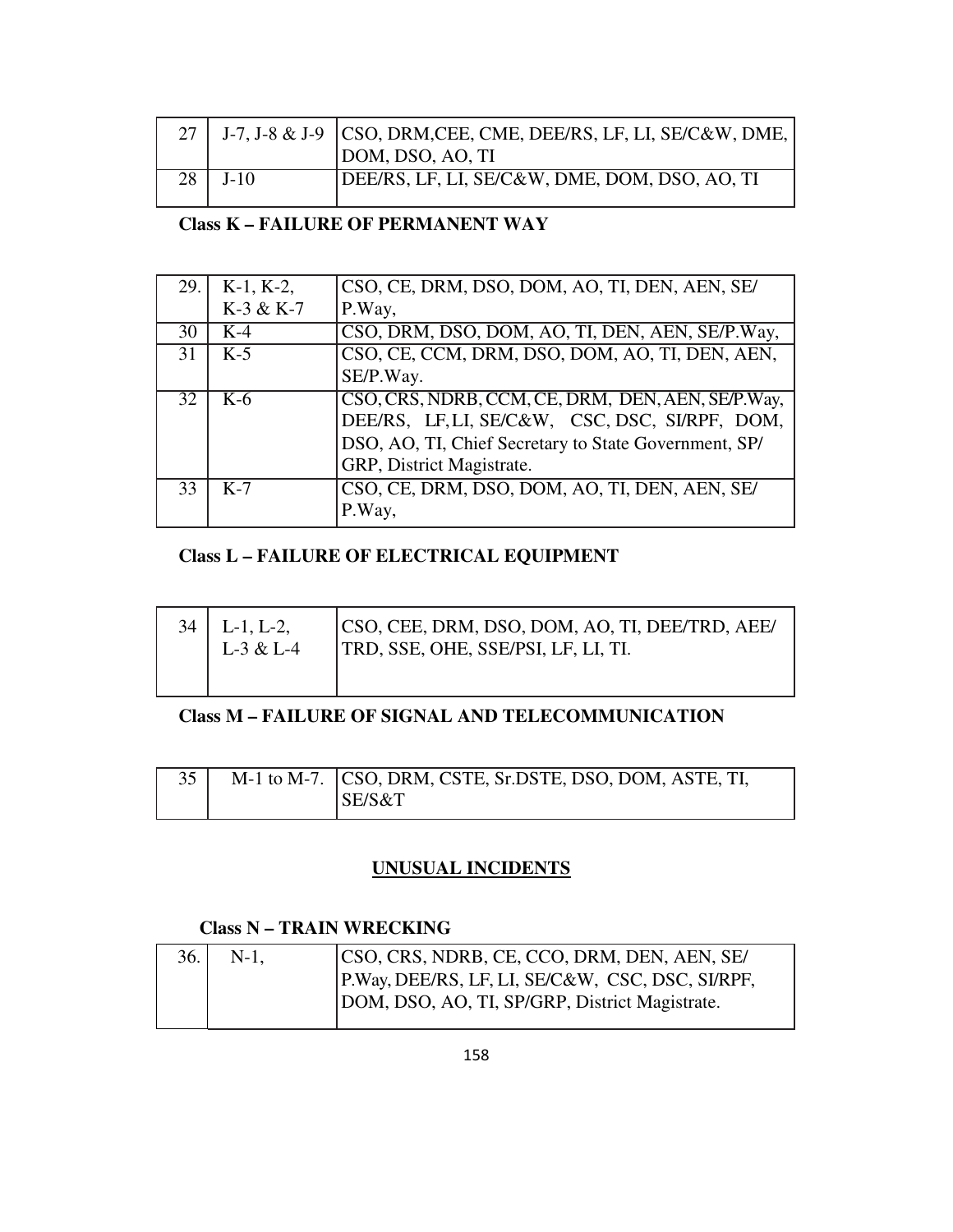| | | |
|---|---|---|
| 27 | J-7, J-8 & J-9 | CSO, DRM,CEE, CME, DEE/RS, LF, LI, SE/C&W, DME, DOM, DSO, AO, TI |
| 28 | J-10 | DEE/RS, LF, LI, SE/C&W, DME, DOM, DSO, AO, TI |

**Class K – FAILURE OF PERMANENT WAY**

| | | |
|---|---|---|
| 29. | K-1, K-2, K-3 & K-7 | CSO, CE, DRM, DSO, DOM, AO, TI, DEN, AEN, SE/ P.Way, |
| 30 | K-4 | CSO, DRM, DSO, DOM, AO, TI, DEN, AEN, SE/P.Way, |
| 31 | K-5 | CSO, CE, CCM, DRM, DSO, DOM, AO, TI, DEN, AEN, SE/P.Way. |
| 32 | K-6 | CSO, CRS, NDRB, CCM, CE, DRM, DEN, AEN, SE/P.Way, DEE/RS, LF, LI, SE/C&W, CSC, DSC, SI/RPF, DOM, DSO, AO, TI, Chief Secretary to State Government, SP/ GRP, District Magistrate. |
| 33 | K-7 | CSO, CE, DRM, DSO, DOM, AO, TI, DEN, AEN, SE/ P.Way, |

**Class L – FAILURE OF ELECTRICAL EQUIPMENT**

| | | |
|---|---|---|
| 34 | L-1, L-2, L-3 & L-4 | CSO, CEE, DRM, DSO, DOM, AO, TI, DEE/TRD, AEE/ TRD, SSE, OHE, SSE/PSI, LF, LI, TI. |

**Class M – FAILURE OF SIGNAL AND TELECOMMUNICATION**

| | | |
|---|---|---|
| 35 | M-1 to M-7. | CSO, DRM, CSTE, Sr.DSTE, DSO, DOM, ASTE, TI, SE/S&T |

## UNUSUAL INCIDENTS

**Class N – TRAIN WRECKING**

| | | |
|---|---|---|
| 36. | N-1, | CSO, CRS, NDRB, CE, CCO, DRM, DEN, AEN, SE/ P.Way, DEE/RS, LF, LI, SE/C&W, CSC, DSC, SI/RPF, DOM, DSO, AO, TI, SP/GRP, District Magistrate. |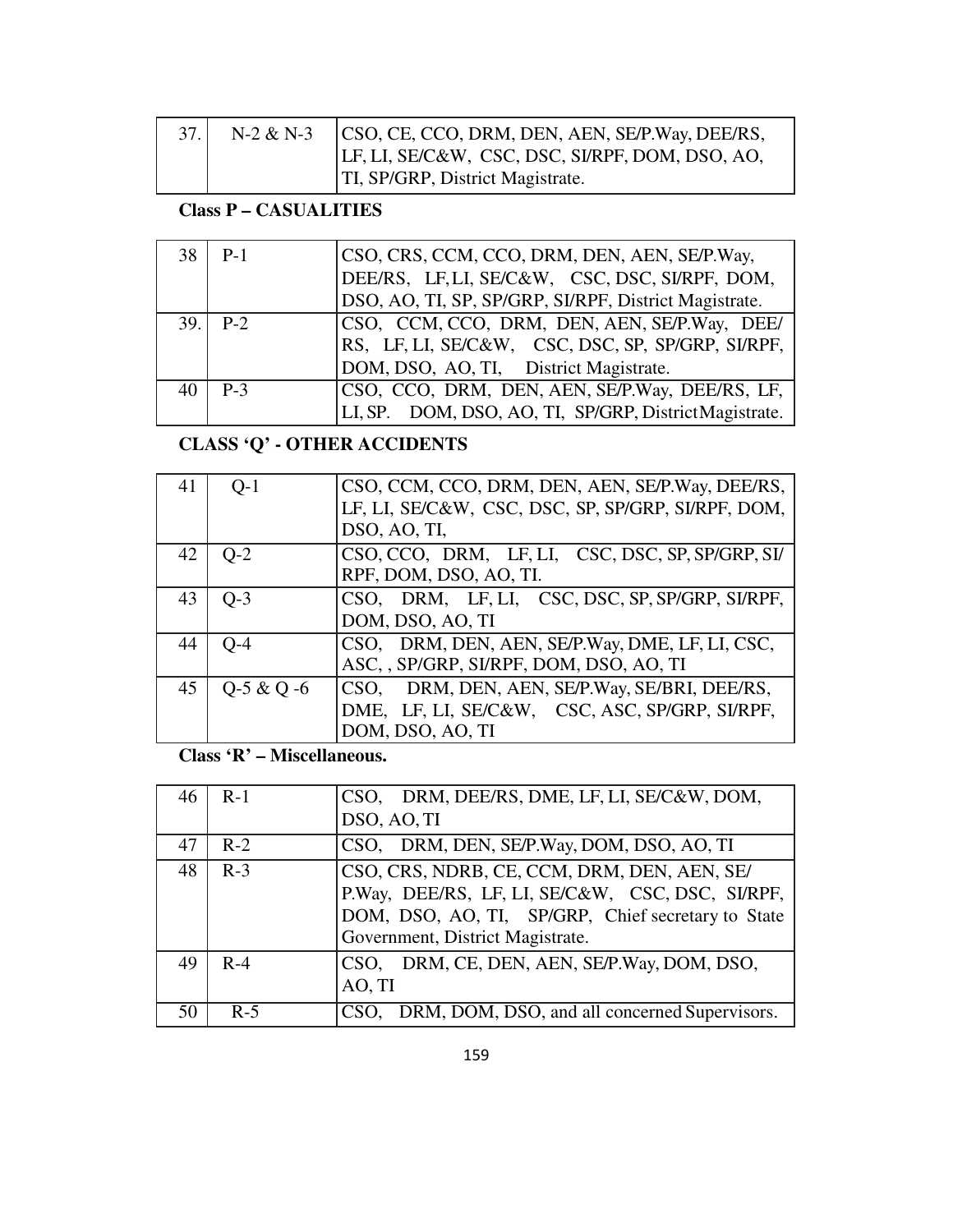| 37. | N-2 & N-3 | CSO, CE, CCO, DRM, DEN, AEN, SE/P.Way, DEE/RS, LF, LI, SE/C&W, CSC, DSC, SI/RPF, DOM, DSO, AO, TI, SP/GRP, District Magistrate. |
|---|---|---|

**Class P – CASUALITIES**

| 38 | P-1 | CSO, CRS, CCM, CCO, DRM, DEN, AEN, SE/P.Way, DEE/RS, LF, LI, SE/C&W, CSC, DSC, SI/RPF, DOM, DSO, AO, TI, SP, SP/GRP, SI/RPF, District Magistrate. |
|---|---|---|
| 39. | P-2 | CSO, CCM, CCO, DRM, DEN, AEN, SE/P.Way, DEE/RS, LF, LI, SE/C&W, CSC, DSC, SP, SP/GRP, SI/RPF, DOM, DSO, AO, TI, District Magistrate. |
| 40 | P-3 | CSO, CCO, DRM, DEN, AEN, SE/P.Way, DEE/RS, LF, LI, SP. DOM, DSO, AO, TI, SP/GRP, District Magistrate. |

**CLASS 'Q' - OTHER ACCIDENTS**

| 41 | Q-1 | CSO, CCM, CCO, DRM, DEN, AEN, SE/P.Way, DEE/RS, LF, LI, SE/C&W, CSC, DSC, SP, SP/GRP, SI/RPF, DOM, DSO, AO, TI, |
|---|---|---|
| 42 | Q-2 | CSO, CCO, DRM, LF, LI, CSC, DSC, SP, SP/GRP, SI/RPF, DOM, DSO, AO, TI. |
| 43 | Q-3 | CSO, DRM, LF, LI, CSC, DSC, SP, SP/GRP, SI/RPF, DOM, DSO, AO, TI |
| 44 | Q-4 | CSO, DRM, DEN, AEN, SE/P.Way, DME, LF, LI, CSC, ASC, , SP/GRP, SI/RPF, DOM, DSO, AO, TI |
| 45 | Q-5 & Q -6 | CSO, DRM, DEN, AEN, SE/P.Way, SE/BRI, DEE/RS, DME, LF, LI, SE/C&W, CSC, ASC, SP/GRP, SI/RPF, DOM, DSO, AO, TI |

**Class 'R' – Miscellaneous.**

| 46 | R-1 | CSO, DRM, DEE/RS, DME, LF, LI, SE/C&W, DOM, DSO, AO, TI |
|---|---|---|
| 47 | R-2 | CSO, DRM, DEN, SE/P.Way, DOM, DSO, AO, TI |
| 48 | R-3 | CSO, CRS, NDRB, CE, CCM, DRM, DEN, AEN, SE/P.Way, DEE/RS, LF, LI, SE/C&W, CSC, DSC, SI/RPF, DOM, DSO, AO, TI, SP/GRP, Chief secretary to State Government, District Magistrate. |
| 49 | R-4 | CSO, DRM, CE, DEN, AEN, SE/P.Way, DOM, DSO, AO, TI |
| 50 | R-5 | CSO, DRM, DOM, DSO, and all concerned Supervisors. |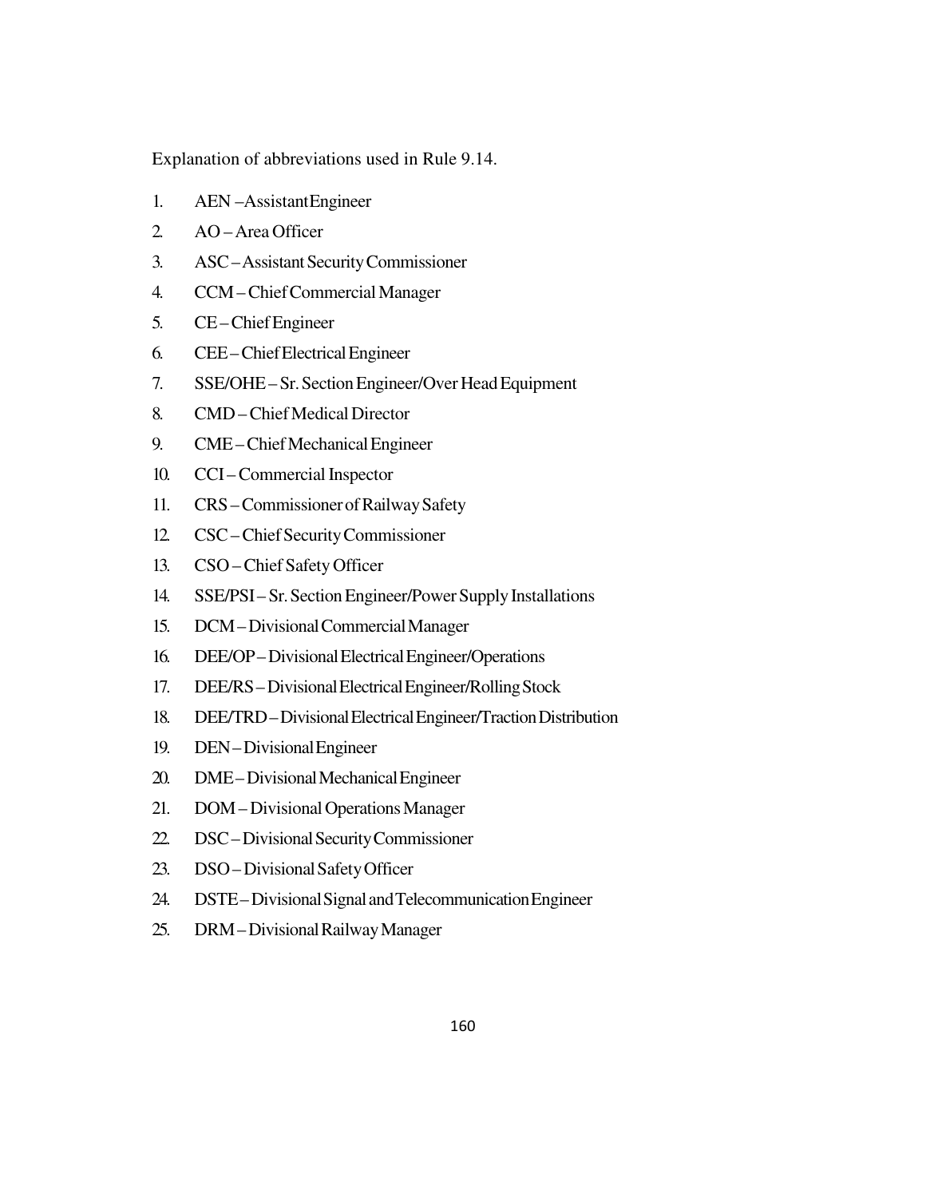Explanation of abbreviations used in Rule 9.14.

1. AEN – Assistant Engineer
2. AO – Area Officer
3. ASC – Assistant Security Commissioner
4. CCM – Chief Commercial Manager
5. CE – Chief Engineer
6. CEE – Chief Electrical Engineer
7. SSE/OHE – Sr. Section Engineer/Over Head Equipment
8. CMD – Chief Medical Director
9. CME – Chief Mechanical Engineer
10. CCI – Commercial Inspector
11. CRS – Commissioner of Railway Safety
12. CSC – Chief Security Commissioner
13. CSO – Chief Safety Officer
14. SSE/PSI – Sr. Section Engineer/Power Supply Installations
15. DCM – Divisional Commercial Manager
16. DEE/OP – Divisional Electrical Engineer/Operations
17. DEE/RS – Divisional Electrical Engineer/Rolling Stock
18. DEE/TRD – Divisional Electrical Engineer/Traction Distribution
19. DEN – Divisional Engineer
20. DME – Divisional Mechanical Engineer
21. DOM – Divisional Operations Manager
22. DSC – Divisional Security Commissioner
23. DSO – Divisional Safety Officer
24. DSTE – Divisional Signal and Telecommunication Engineer
25. DRM – Divisional Railway Manager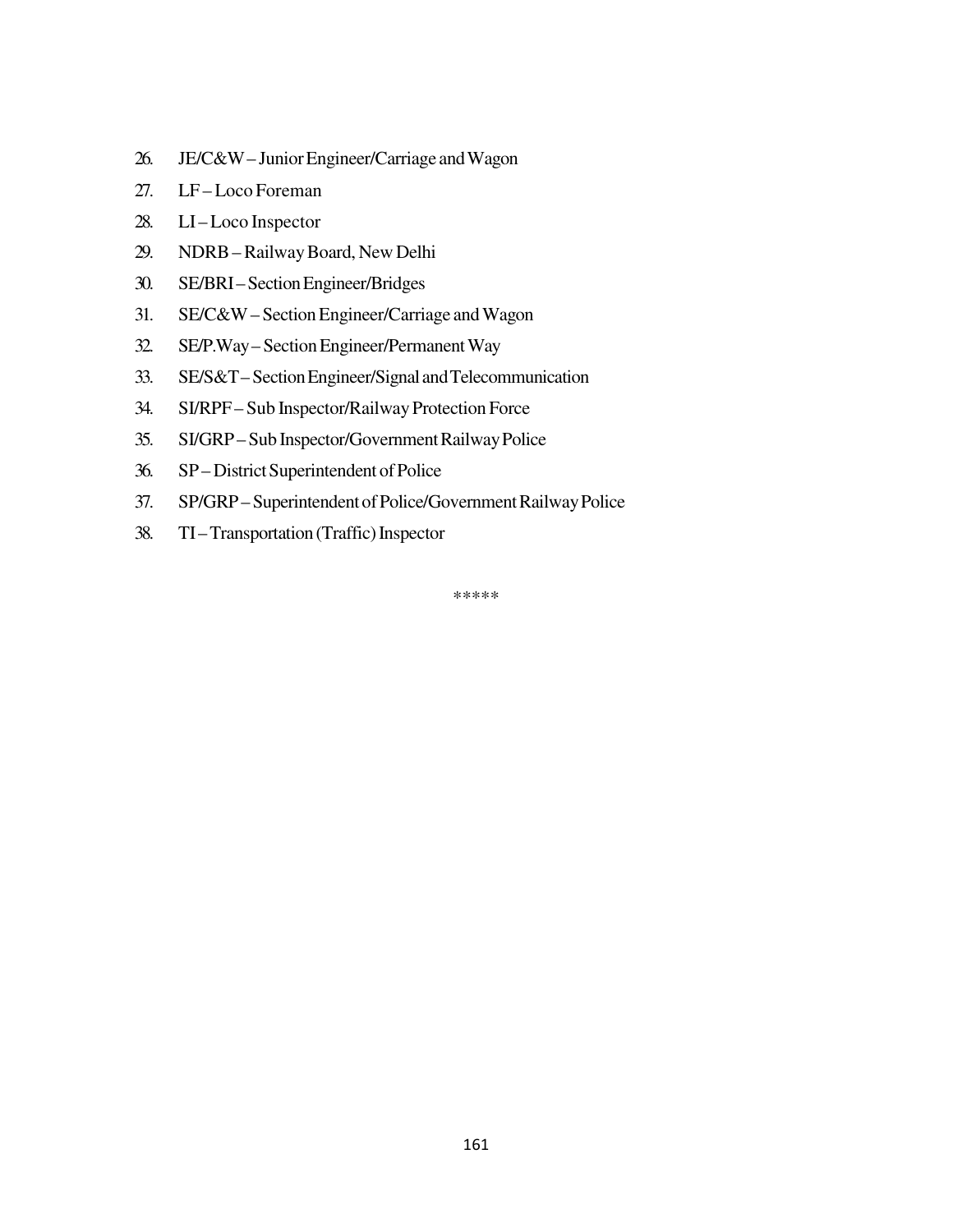26. JE/C&W – Junior Engineer/Carriage and Wagon
27. LF – Loco Foreman
28. LI – Loco Inspector
29. NDRB – Railway Board, New Delhi
30. SE/BRI – Section Engineer/Bridges
31. SE/C&W – Section Engineer/Carriage and Wagon
32. SE/P.Way – Section Engineer/Permanent Way
33. SE/S&T – Section Engineer/Signal and Telecommunication
34. SI/RPF – Sub Inspector/Railway Protection Force
35. SI/GRP – Sub Inspector/Government Railway Police
36. SP – District Superintendent of Police
37. SP/GRP – Superintendent of Police/Government Railway Police
38. TI – Transportation (Traffic) Inspector

*****